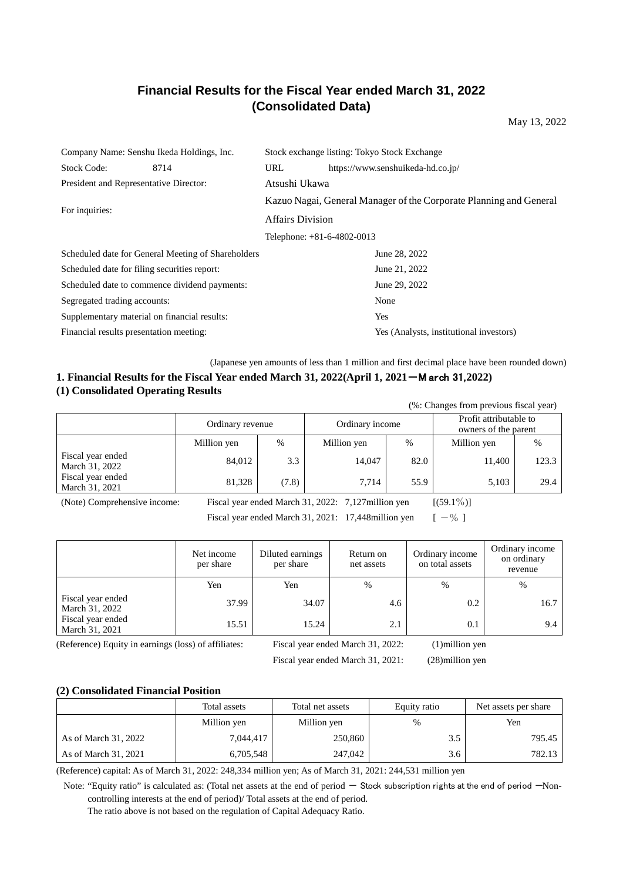# Financial Results for the Fiscal Year ended March 31, 2022 (Consolidated Data)

May 13, 2022

| | |
|---|---|
| Company Name: Senshu Ikeda Holdings, Inc. | Stock exchange listing: Tokyo Stock Exchange |
| Stock Code: 8714 | URL https://www.senshuikeda-hd.co.jp/ |
| President and Representative Director: | Atsushi Ukawa |
| For inquiries: | Kazuo Nagai, General Manager of the Corporate Planning and General Affairs Division |
| | Telephone: +81-6-4802-0013 |
| Scheduled date for General Meeting of Shareholders | June 28, 2022 |
| Scheduled date for filing securities report: | June 21, 2022 |
| Scheduled date to commence dividend payments: | June 29, 2022 |
| Segregated trading accounts: | None |
| Supplementary material on financial results: | Yes |
| Financial results presentation meeting: | Yes (Analysts, institutional investors) |

(Japanese yen amounts of less than 1 million and first decimal place have been rounded down)

## 1. Financial Results for the Fiscal Year ended March 31, 2022(April 1, 2021－March 31,2022)

### (1) Consolidated Operating Results

(%: Changes from previous fiscal year)

| | Ordinary revenue | | Ordinary income | | Profit attributable to owners of the parent | |
|---|---|---|---|---|---|---|
| | Million yen | % | Million yen | % | Million yen | % |
| Fiscal year ended March 31, 2022 | 84,012 | 3.3 | 14,047 | 82.0 | 11,400 | 123.3 |
| Fiscal year ended March 31, 2021 | 81,328 | (7.8) | 7,714 | 55.9 | 5,103 | 29.4 |

(Note) Comprehensive income: Fiscal year ended March 31, 2022: 7,127million yen [(59.1%)]
Fiscal year ended March 31, 2021: 17,448million yen [ －% ]

| | Net income per share | Diluted earnings per share | Return on net assets | Ordinary income on total assets | Ordinary income on ordinary revenue |
|---|---|---|---|---|---|
| | Yen | Yen | % | % | % |
| Fiscal year ended March 31, 2022 | 37.99 | 34.07 | 4.6 | 0.2 | 16.7 |
| Fiscal year ended March 31, 2021 | 15.51 | 15.24 | 2.1 | 0.1 | 9.4 |

(Reference) Equity in earnings (loss) of affiliates: Fiscal year ended March 31, 2022: (1)million yen
Fiscal year ended March 31, 2021: (28)million yen

### (2) Consolidated Financial Position

| | Total assets | Total net assets | Equity ratio | Net assets per share |
|---|---|---|---|---|
| | Million yen | Million yen | % | Yen |
| As of March 31, 2022 | 7,044,417 | 250,860 | 3.5 | 795.45 |
| As of March 31, 2021 | 6,705,548 | 247,042 | 3.6 | 782.13 |

(Reference) capital: As of March 31, 2022: 248,334 million yen; As of March 31, 2021: 244,531 million yen

Note: "Equity ratio" is calculated as: (Total net assets at the end of period － Stock subscription rights at the end of period －Non-controlling interests at the end of period)/ Total assets at the end of period.
The ratio above is not based on the regulation of Capital Adequacy Ratio.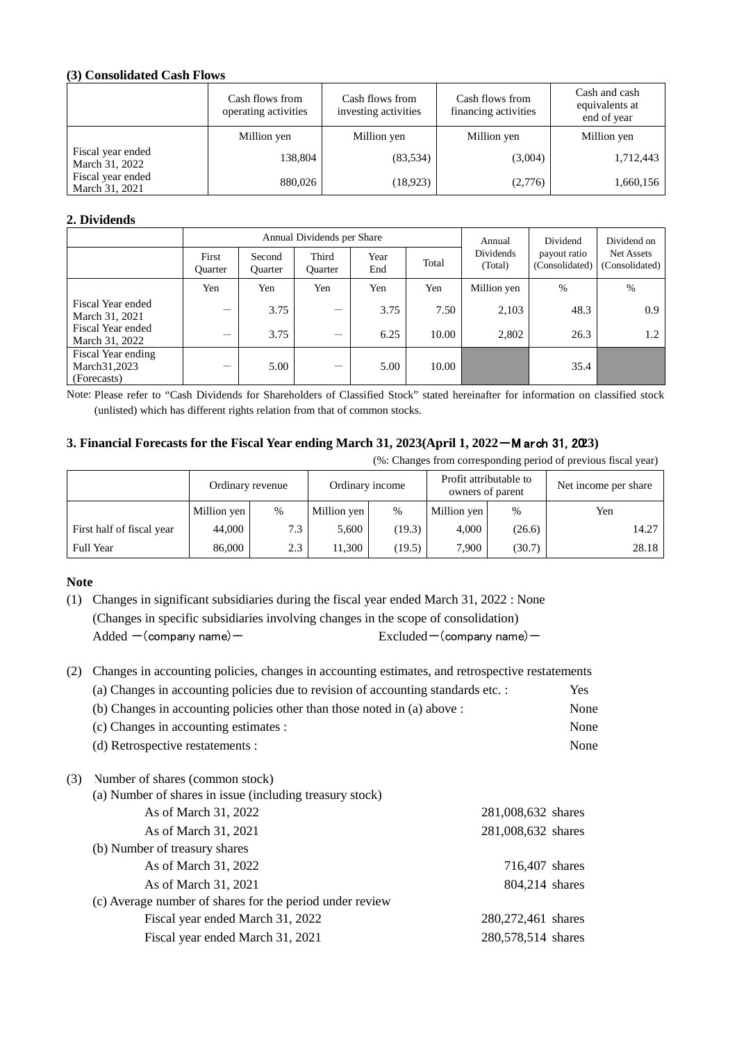### (3) Consolidated Cash Flows

| | Cash flows from operating activities | Cash flows from investing activities | Cash flows from financing activities | Cash and cash equivalents at end of year |
|---|---|---|---|---|
| | Million yen | Million yen | Million yen | Million yen |
| Fiscal year ended March 31, 2022 | 138,804 | (83,534) | (3,004) | 1,712,443 |
| Fiscal year ended March 31, 2021 | 880,026 | (18,923) | (2,776) | 1,660,156 |

### 2. Dividends

| | Annual Dividends per Share | | | | | Annual Dividends (Total) | Dividend payout ratio (Consolidated) | Dividend on Net Assets (Consolidated) |
|---|---|---|---|---|---|---|---|---|
| | First Quarter | Second Quarter | Third Quarter | Year End | Total | | | |
| | Yen | Yen | Yen | Yen | Yen | Million yen | % | % |
| Fiscal Year ended March 31, 2021 | ― | 3.75 | ― | 3.75 | 7.50 | 2,103 | 48.3 | 0.9 |
| Fiscal Year ended March 31, 2022 | ― | 3.75 | ― | 6.25 | 10.00 | 2,802 | 26.3 | 1.2 |
| Fiscal Year ending March31,2023 (Forecasts) | ― | 5.00 | ― | 5.00 | 10.00 | | 35.4 | |

Note: Please refer to "Cash Dividends for Shareholders of Classified Stock" stated hereinafter for information on classified stock (unlisted) which has different rights relation from that of common stocks.

### 3. Financial Forecasts for the Fiscal Year ending March 31, 2023(April 1, 2022－March 31, 2023)

(%: Changes from corresponding period of previous fiscal year)

| | Ordinary revenue | | Ordinary income | | Profit attributable to owners of parent | | Net income per share |
|---|---|---|---|---|---|---|---|
| | Million yen | % | Million yen | % | Million yen | % | Yen |
| First half of fiscal year | 44,000 | 7.3 | 5,600 | (19.3) | 4,000 | (26.6) | 14.27 |
| Full Year | 86,000 | 2.3 | 11,300 | (19.5) | 7,900 | (30.7) | 28.18 |

**Note**

(1) Changes in significant subsidiaries during the fiscal year ended March 31, 2022 : None
(Changes in specific subsidiaries involving changes in the scope of consolidation)
Added －(company name)－ Excluded－(company name)－

(2) Changes in accounting policies, changes in accounting estimates, and retrospective restatements

| | |
|---|---|
| (a) Changes in accounting policies due to revision of accounting standards etc. : | Yes |
| (b) Changes in accounting policies other than those noted in (a) above : | None |
| (c) Changes in accounting estimates : | None |
| (d) Retrospective restatements : | None |

(3) Number of shares (common stock)

(a) Number of shares in issue (including treasury stock)

| | |
|---|---|
| As of March 31, 2022 | 281,008,632 shares |
| As of March 31, 2021 | 281,008,632 shares |

(b) Number of treasury shares

| | |
|---|---|
| As of March 31, 2022 | 716,407 shares |
| As of March 31, 2021 | 804,214 shares |

(c) Average number of shares for the period under review

| | |
|---|---|
| Fiscal year ended March 31, 2022 | 280,272,461 shares |
| Fiscal year ended March 31, 2021 | 280,578,514 shares |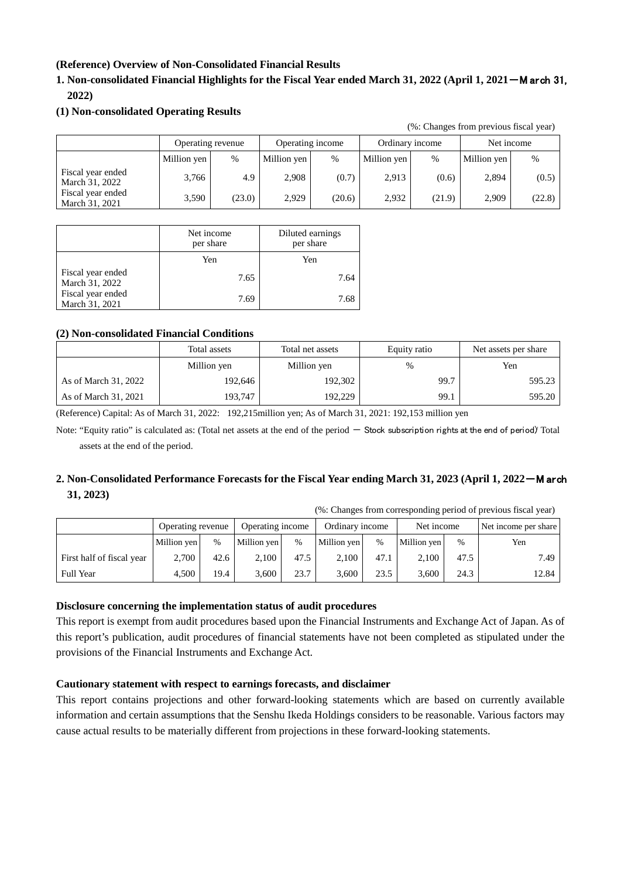**(Reference) Overview of Non-Consolidated Financial Results**

**1. Non-consolidated Financial Highlights for the Fiscal Year ended March 31, 2022 (April 1, 2021―March 31, 2022)**

**(1) Non-consolidated Operating Results**

(%: Changes from previous fiscal year)

| | Operating revenue | | Operating income | | Ordinary income | | Net income | |
|---|---|---|---|---|---|---|---|---|
| | Million yen | % | Million yen | % | Million yen | % | Million yen | % |
| Fiscal year ended March 31, 2022 | 3,766 | 4.9 | 2,908 | (0.7) | 2,913 | (0.6) | 2,894 | (0.5) |
| Fiscal year ended March 31, 2021 | 3,590 | (23.0) | 2,929 | (20.6) | 2,932 | (21.9) | 2,909 | (22.8) |

| | Net income per share | Diluted earnings per share |
|---|---|---|
| | Yen | Yen |
| Fiscal year ended March 31, 2022 | 7.65 | 7.64 |
| Fiscal year ended March 31, 2021 | 7.69 | 7.68 |

**(2) Non-consolidated Financial Conditions**

| | Total assets | Total net assets | Equity ratio | Net assets per share |
|---|---|---|---|---|
| | Million yen | Million yen | % | Yen |
| As of March 31, 2022 | 192,646 | 192,302 | 99.7 | 595.23 |
| As of March 31, 2021 | 193,747 | 192,229 | 99.1 | 595.20 |

(Reference) Capital: As of March 31, 2022: 192,215million yen; As of March 31, 2021: 192,153 million yen

Note: "Equity ratio" is calculated as: (Total net assets at the end of the period － Stock subscription rights at the end of period)/ Total assets at the end of the period.

**2. Non-Consolidated Performance Forecasts for the Fiscal Year ending March 31, 2023 (April 1, 2022―March 31, 2023)**

(%: Changes from corresponding period of previous fiscal year)

| | Operating revenue | | Operating income | | Ordinary income | | Net income | | Net income per share |
|---|---|---|---|---|---|---|---|---|---|
| | Million yen | % | Million yen | % | Million yen | % | Million yen | % | Yen |
| First half of fiscal year | 2,700 | 42.6 | 2,100 | 47.5 | 2,100 | 47.1 | 2,100 | 47.5 | 7.49 |
| Full Year | 4,500 | 19.4 | 3,600 | 23.7 | 3,600 | 23.5 | 3,600 | 24.3 | 12.84 |

**Disclosure concerning the implementation status of audit procedures**

This report is exempt from audit procedures based upon the Financial Instruments and Exchange Act of Japan. As of this report's publication, audit procedures of financial statements have not been completed as stipulated under the provisions of the Financial Instruments and Exchange Act.

**Cautionary statement with respect to earnings forecasts, and disclaimer**

This report contains projections and other forward-looking statements which are based on currently available information and certain assumptions that the Senshu Ikeda Holdings considers to be reasonable. Various factors may cause actual results to be materially different from projections in these forward-looking statements.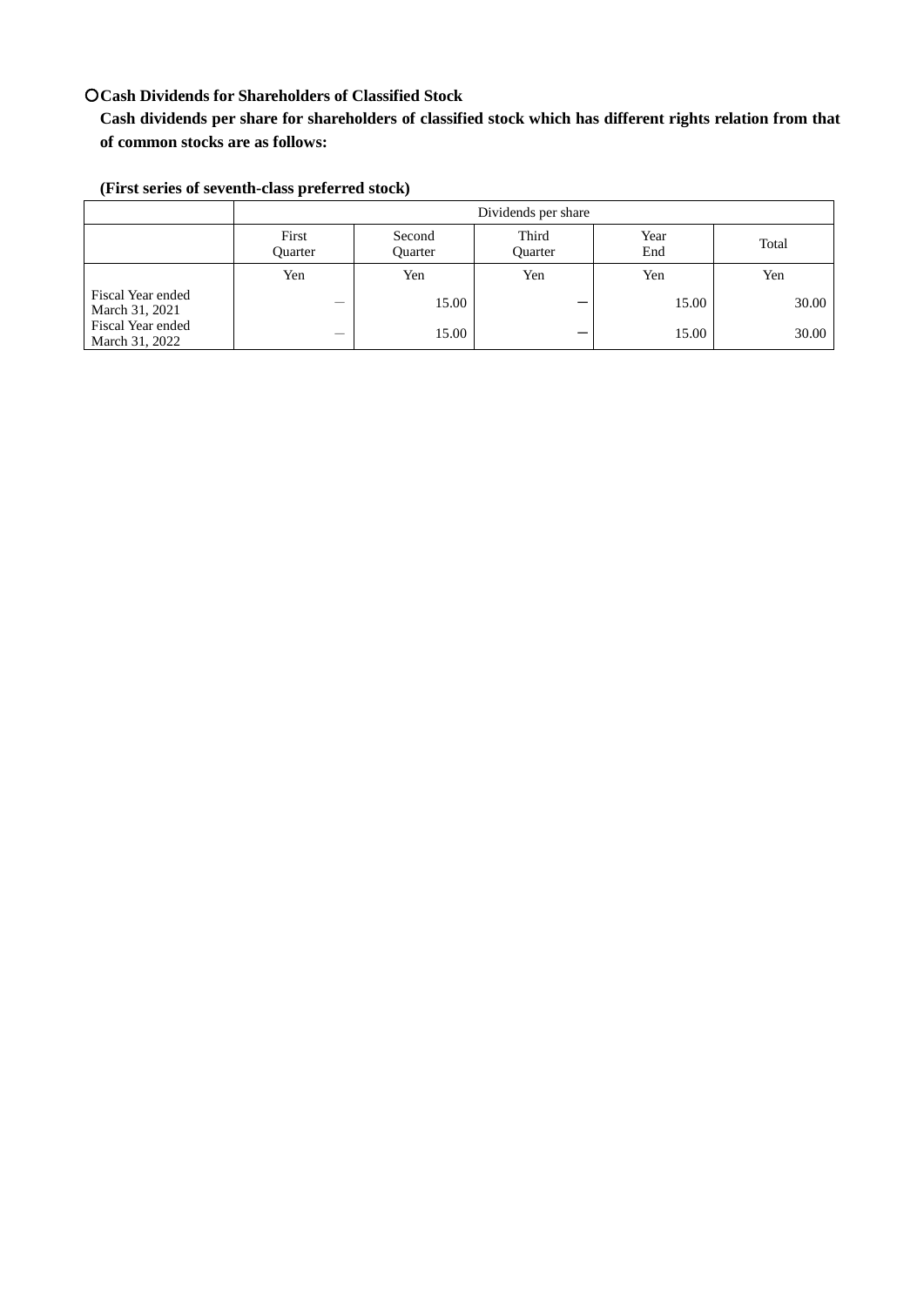○Cash Dividends for Shareholders of Classified Stock

**Cash dividends per share for shareholders of classified stock which has different rights relation from that of common stocks are as follows:**

**(First series of seventh-class preferred stock)**

| | Dividends per share | | | | |
|---|---|---|---|---|---|
| | First Quarter | Second Quarter | Third Quarter | Year End | Total |
| | Yen | Yen | Yen | Yen | Yen |
| Fiscal Year ended March 31, 2021 | — | 15.00 | — | 15.00 | 30.00 |
| Fiscal Year ended March 31, 2022 | — | 15.00 | — | 15.00 | 30.00 |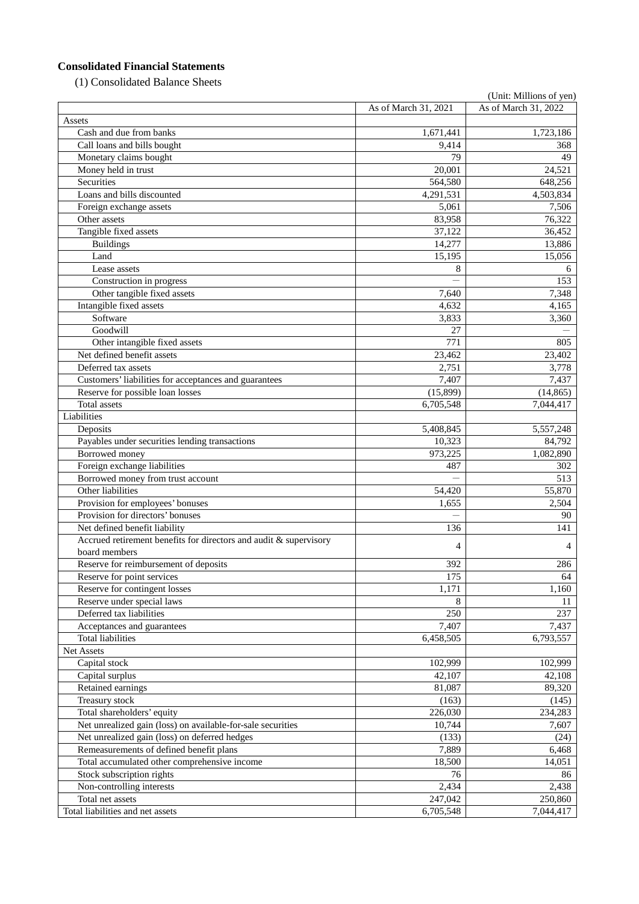## Consolidated Financial Statements

(1) Consolidated Balance Sheets

(Unit: Millions of yen)

| | As of March 31, 2021 | As of March 31, 2022 |
|---|---|---|
| Assets | | |
| Cash and due from banks | 1,671,441 | 1,723,186 |
| Call loans and bills bought | 9,414 | 368 |
| Monetary claims bought | 79 | 49 |
| Money held in trust | 20,001 | 24,521 |
| Securities | 564,580 | 648,256 |
| Loans and bills discounted | 4,291,531 | 4,503,834 |
| Foreign exchange assets | 5,061 | 7,506 |
| Other assets | 83,958 | 76,322 |
| Tangible fixed assets | 37,122 | 36,452 |
| Buildings | 14,277 | 13,886 |
| Land | 15,195 | 15,056 |
| Lease assets | 8 | 6 |
| Construction in progress | — | 153 |
| Other tangible fixed assets | 7,640 | 7,348 |
| Intangible fixed assets | 4,632 | 4,165 |
| Software | 3,833 | 3,360 |
| Goodwill | 27 | — |
| Other intangible fixed assets | 771 | 805 |
| Net defined benefit assets | 23,462 | 23,402 |
| Deferred tax assets | 2,751 | 3,778 |
| Customers' liabilities for acceptances and guarantees | 7,407 | 7,437 |
| Reserve for possible loan losses | (15,899) | (14,865) |
| Total assets | 6,705,548 | 7,044,417 |
| Liabilities | | |
| Deposits | 5,408,845 | 5,557,248 |
| Payables under securities lending transactions | 10,323 | 84,792 |
| Borrowed money | 973,225 | 1,082,890 |
| Foreign exchange liabilities | 487 | 302 |
| Borrowed money from trust account | — | 513 |
| Other liabilities | 54,420 | 55,870 |
| Provision for employees' bonuses | 1,655 | 2,504 |
| Provision for directors' bonuses | — | 90 |
| Net defined benefit liability | 136 | 141 |
| Accrued retirement benefits for directors and audit & supervisory board members | 4 | 4 |
| Reserve for reimbursement of deposits | 392 | 286 |
| Reserve for point services | 175 | 64 |
| Reserve for contingent losses | 1,171 | 1,160 |
| Reserve under special laws | 8 | 11 |
| Deferred tax liabilities | 250 | 237 |
| Acceptances and guarantees | 7,407 | 7,437 |
| Total liabilities | 6,458,505 | 6,793,557 |
| Net Assets | | |
| Capital stock | 102,999 | 102,999 |
| Capital surplus | 42,107 | 42,108 |
| Retained earnings | 81,087 | 89,320 |
| Treasury stock | (163) | (145) |
| Total shareholders' equity | 226,030 | 234,283 |
| Net unrealized gain (loss) on available-for-sale securities | 10,744 | 7,607 |
| Net unrealized gain (loss) on deferred hedges | (133) | (24) |
| Remeasurements of defined benefit plans | 7,889 | 6,468 |
| Total accumulated other comprehensive income | 18,500 | 14,051 |
| Stock subscription rights | 76 | 86 |
| Non-controlling interests | 2,434 | 2,438 |
| Total net assets | 247,042 | 250,860 |
| Total liabilities and net assets | 6,705,548 | 7,044,417 |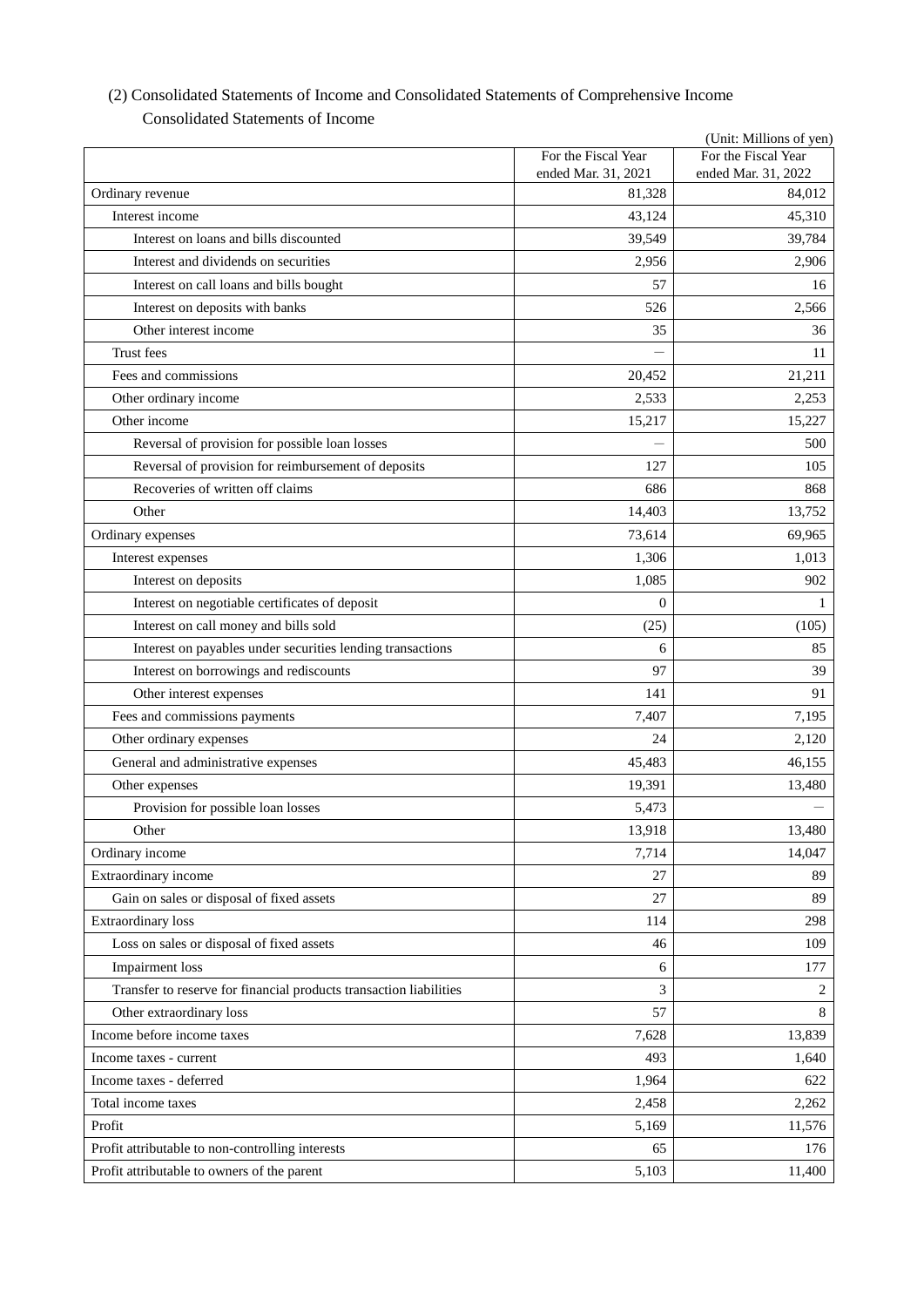(2) Consolidated Statements of Income and Consolidated Statements of Comprehensive Income

Consolidated Statements of Income

(Unit: Millions of yen)

| | For the Fiscal Year ended Mar. 31, 2021 | For the Fiscal Year ended Mar. 31, 2022 |
|---|---|---|
| Ordinary revenue | 81,328 | 84,012 |
| Interest income | 43,124 | 45,310 |
| Interest on loans and bills discounted | 39,549 | 39,784 |
| Interest and dividends on securities | 2,956 | 2,906 |
| Interest on call loans and bills bought | 57 | 16 |
| Interest on deposits with banks | 526 | 2,566 |
| Other interest income | 35 | 36 |
| Trust fees | － | 11 |
| Fees and commissions | 20,452 | 21,211 |
| Other ordinary income | 2,533 | 2,253 |
| Other income | 15,217 | 15,227 |
| Reversal of provision for possible loan losses | － | 500 |
| Reversal of provision for reimbursement of deposits | 127 | 105 |
| Recoveries of written off claims | 686 | 868 |
| Other | 14,403 | 13,752 |
| Ordinary expenses | 73,614 | 69,965 |
| Interest expenses | 1,306 | 1,013 |
| Interest on deposits | 1,085 | 902 |
| Interest on negotiable certificates of deposit | 0 | 1 |
| Interest on call money and bills sold | (25) | (105) |
| Interest on payables under securities lending transactions | 6 | 85 |
| Interest on borrowings and rediscounts | 97 | 39 |
| Other interest expenses | 141 | 91 |
| Fees and commissions payments | 7,407 | 7,195 |
| Other ordinary expenses | 24 | 2,120 |
| General and administrative expenses | 45,483 | 46,155 |
| Other expenses | 19,391 | 13,480 |
| Provision for possible loan losses | 5,473 | － |
| Other | 13,918 | 13,480 |
| Ordinary income | 7,714 | 14,047 |
| Extraordinary income | 27 | 89 |
| Gain on sales or disposal of fixed assets | 27 | 89 |
| Extraordinary loss | 114 | 298 |
| Loss on sales or disposal of fixed assets | 46 | 109 |
| Impairment loss | 6 | 177 |
| Transfer to reserve for financial products transaction liabilities | 3 | 2 |
| Other extraordinary loss | 57 | 8 |
| Income before income taxes | 7,628 | 13,839 |
| Income taxes - current | 493 | 1,640 |
| Income taxes - deferred | 1,964 | 622 |
| Total income taxes | 2,458 | 2,262 |
| Profit | 5,169 | 11,576 |
| Profit attributable to non-controlling interests | 65 | 176 |
| Profit attributable to owners of the parent | 5,103 | 11,400 |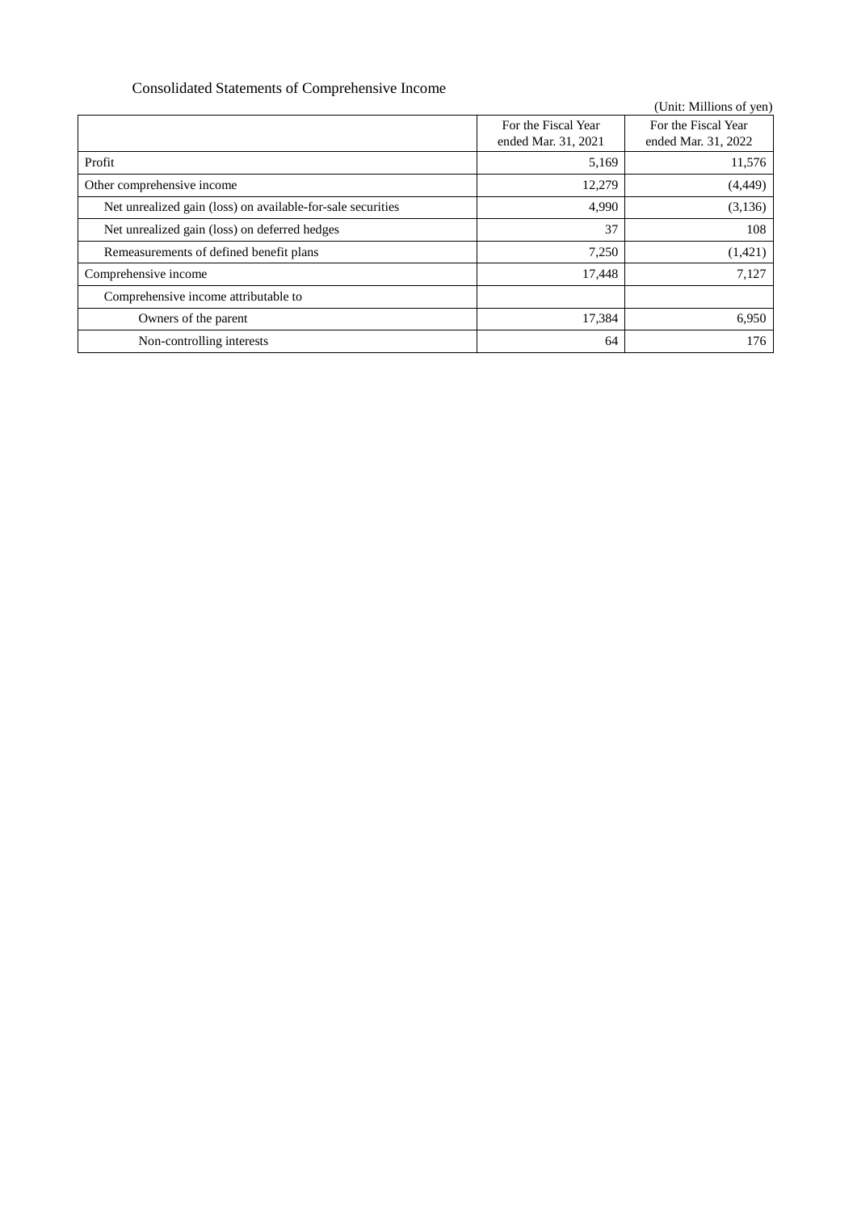## Consolidated Statements of Comprehensive Income

(Unit: Millions of yen)

| | For the Fiscal Year ended Mar. 31, 2021 | For the Fiscal Year ended Mar. 31, 2022 |
|---|---|---|
| Profit | 5,169 | 11,576 |
| Other comprehensive income | 12,279 | (4,449) |
| Net unrealized gain (loss) on available-for-sale securities | 4,990 | (3,136) |
| Net unrealized gain (loss) on deferred hedges | 37 | 108 |
| Remeasurements of defined benefit plans | 7,250 | (1,421) |
| Comprehensive income | 17,448 | 7,127 |
| Comprehensive income attributable to | | |
| Owners of the parent | 17,384 | 6,950 |
| Non-controlling interests | 64 | 176 |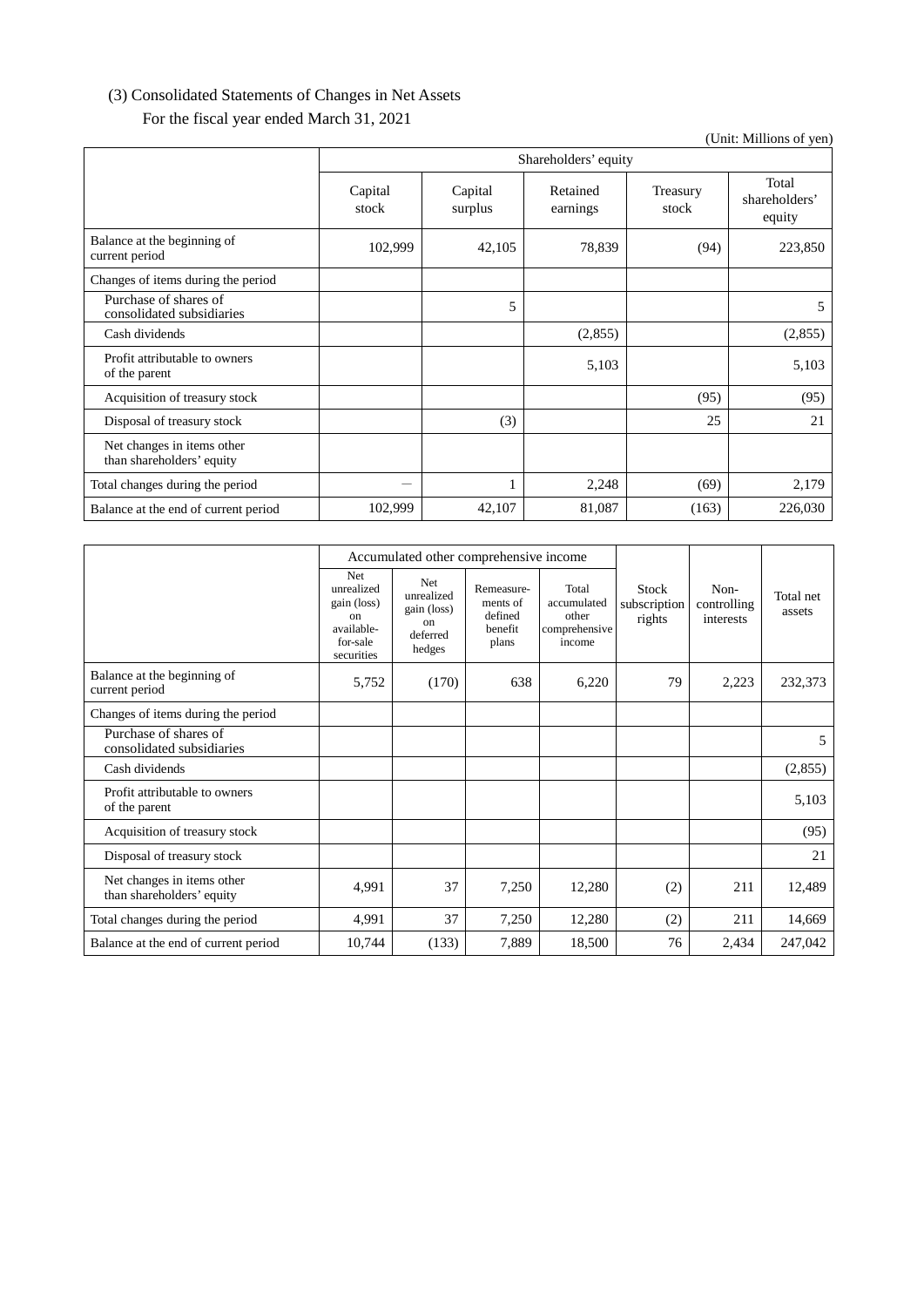(3) Consolidated Statements of Changes in Net Assets

For the fiscal year ended March 31, 2021

(Unit: Millions of yen)

| | Shareholders' equity | | | | |
|---|---|---|---|---|---|
| | Capital stock | Capital surplus | Retained earnings | Treasury stock | Total shareholders' equity |
| Balance at the beginning of current period | 102,999 | 42,105 | 78,839 | (94) | 223,850 |
| Changes of items during the period | | | | | |
| Purchase of shares of consolidated subsidiaries | | 5 | | | 5 |
| Cash dividends | | | (2,855) | | (2,855) |
| Profit attributable to owners of the parent | | | 5,103 | | 5,103 |
| Acquisition of treasury stock | | | | (95) | (95) |
| Disposal of treasury stock | | (3) | | 25 | 21 |
| Net changes in items other than shareholders' equity | | | | | |
| Total changes during the period | — | 1 | 2,248 | (69) | 2,179 |
| Balance at the end of current period | 102,999 | 42,107 | 81,087 | (163) | 226,030 |

| | Accumulated other comprehensive income | | | | Stock subscription rights | Non-controlling interests | Total net assets |
|---|---|---|---|---|---|---|---|
| | Net unrealized gain (loss) on available-for-sale securities | Net unrealized gain (loss) on deferred hedges | Remeasurements of defined benefit plans | Total accumulated other comprehensive income | | | |
| Balance at the beginning of current period | 5,752 | (170) | 638 | 6,220 | 79 | 2,223 | 232,373 |
| Changes of items during the period | | | | | | | |
| Purchase of shares of consolidated subsidiaries | | | | | | | 5 |
| Cash dividends | | | | | | | (2,855) |
| Profit attributable to owners of the parent | | | | | | | 5,103 |
| Acquisition of treasury stock | | | | | | | (95) |
| Disposal of treasury stock | | | | | | | 21 |
| Net changes in items other than shareholders' equity | 4,991 | 37 | 7,250 | 12,280 | (2) | 211 | 12,489 |
| Total changes during the period | 4,991 | 37 | 7,250 | 12,280 | (2) | 211 | 14,669 |
| Balance at the end of current period | 10,744 | (133) | 7,889 | 18,500 | 76 | 2,434 | 247,042 |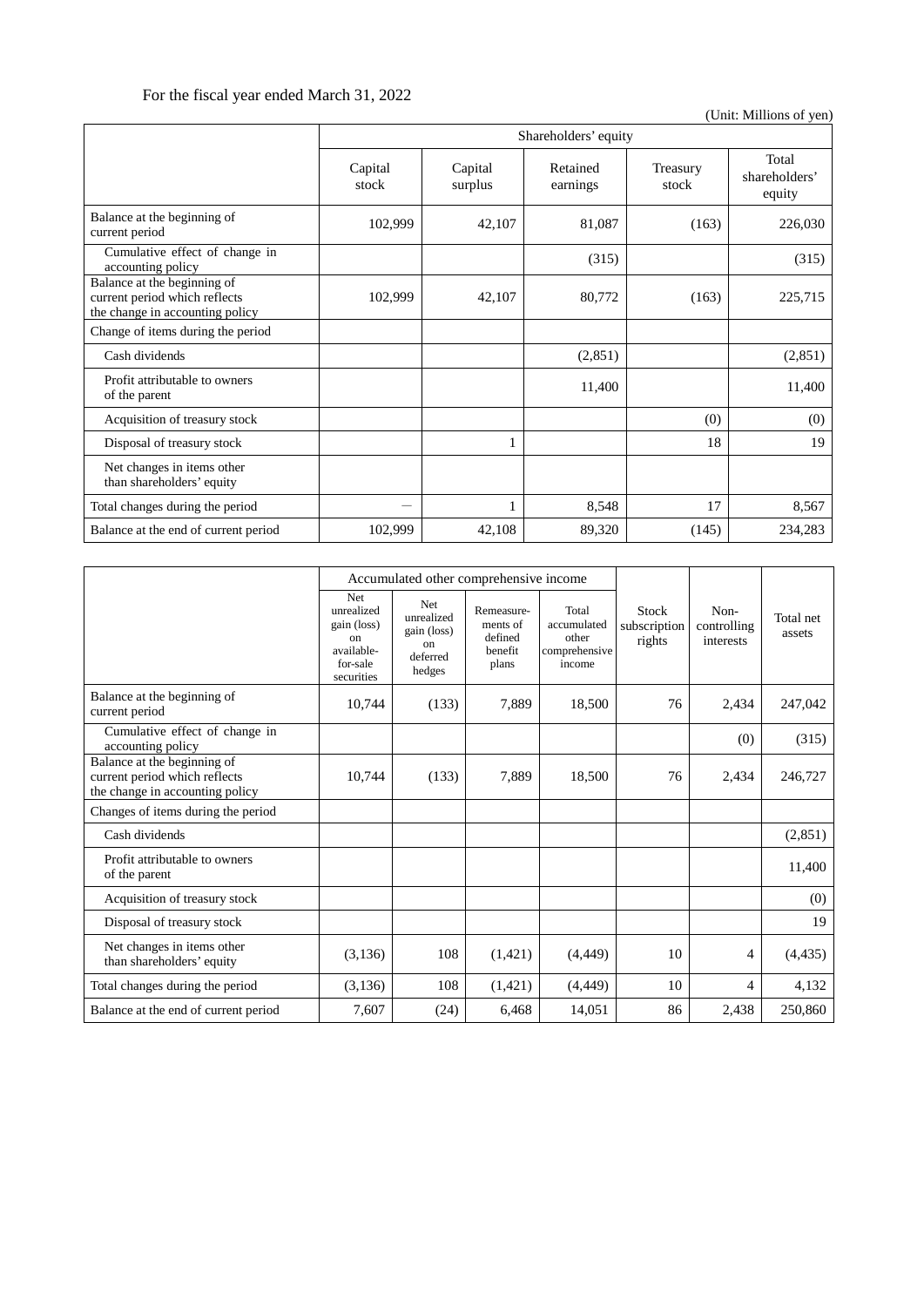For the fiscal year ended March 31, 2022

(Unit: Millions of yen)

| | Shareholders' equity | | | | |
|---|---|---|---|---|---|
| | Capital stock | Capital surplus | Retained earnings | Treasury stock | Total shareholders' equity |
| Balance at the beginning of current period | 102,999 | 42,107 | 81,087 | (163) | 226,030 |
| Cumulative effect of change in accounting policy | | | (315) | | (315) |
| Balance at the beginning of current period which reflects the change in accounting policy | 102,999 | 42,107 | 80,772 | (163) | 225,715 |
| Change of items during the period | | | | | |
| Cash dividends | | | (2,851) | | (2,851) |
| Profit attributable to owners of the parent | | | 11,400 | | 11,400 |
| Acquisition of treasury stock | | | | (0) | (0) |
| Disposal of treasury stock | | 1 | | 18 | 19 |
| Net changes in items other than shareholders' equity | | | | | |
| Total changes during the period | — | 1 | 8,548 | 17 | 8,567 |
| Balance at the end of current period | 102,999 | 42,108 | 89,320 | (145) | 234,283 |

| | Accumulated other comprehensive income | | | | Stock subscription rights | Non-controlling interests | Total net assets |
|---|---|---|---|---|---|---|---|
| | Net unrealized gain (loss) on available-for-sale securities | Net unrealized gain (loss) on deferred hedges | Remeasure-ments of defined benefit plans | Total accumulated other comprehensive income | | | |
| Balance at the beginning of current period | 10,744 | (133) | 7,889 | 18,500 | 76 | 2,434 | 247,042 |
| Cumulative effect of change in accounting policy | | | | | | (0) | (315) |
| Balance at the beginning of current period which reflects the change in accounting policy | 10,744 | (133) | 7,889 | 18,500 | 76 | 2,434 | 246,727 |
| Changes of items during the period | | | | | | | |
| Cash dividends | | | | | | | (2,851) |
| Profit attributable to owners of the parent | | | | | | | 11,400 |
| Acquisition of treasury stock | | | | | | | (0) |
| Disposal of treasury stock | | | | | | | 19 |
| Net changes in items other than shareholders' equity | (3,136) | 108 | (1,421) | (4,449) | 10 | 4 | (4,435) |
| Total changes during the period | (3,136) | 108 | (1,421) | (4,449) | 10 | 4 | 4,132 |
| Balance at the end of current period | 7,607 | (24) | 6,468 | 14,051 | 86 | 2,438 | 250,860 |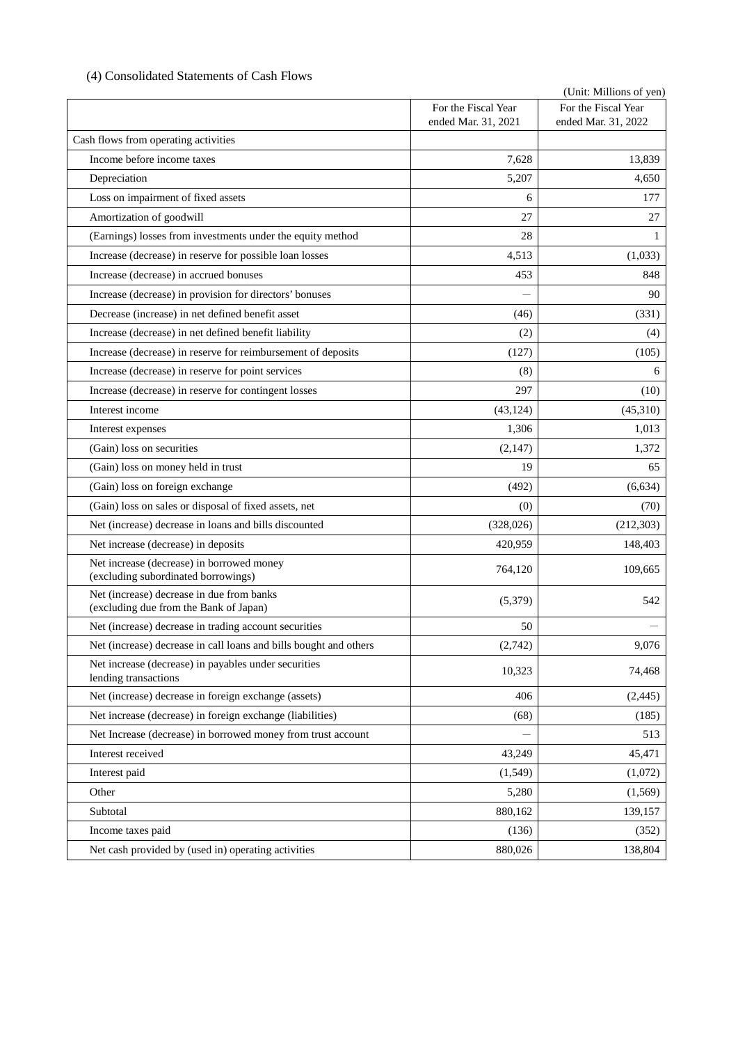## (4) Consolidated Statements of Cash Flows

(Unit: Millions of yen)

| | For the Fiscal Year ended Mar. 31, 2021 | For the Fiscal Year ended Mar. 31, 2022 |
|---|---|---|
| Cash flows from operating activities | | |
| Income before income taxes | 7,628 | 13,839 |
| Depreciation | 5,207 | 4,650 |
| Loss on impairment of fixed assets | 6 | 177 |
| Amortization of goodwill | 27 | 27 |
| (Earnings) losses from investments under the equity method | 28 | 1 |
| Increase (decrease) in reserve for possible loan losses | 4,513 | (1,033) |
| Increase (decrease) in accrued bonuses | 453 | 848 |
| Increase (decrease) in provision for directors' bonuses | — | 90 |
| Decrease (increase) in net defined benefit asset | (46) | (331) |
| Increase (decrease) in net defined benefit liability | (2) | (4) |
| Increase (decrease) in reserve for reimbursement of deposits | (127) | (105) |
| Increase (decrease) in reserve for point services | (8) | 6 |
| Increase (decrease) in reserve for contingent losses | 297 | (10) |
| Interest income | (43,124) | (45,310) |
| Interest expenses | 1,306 | 1,013 |
| (Gain) loss on securities | (2,147) | 1,372 |
| (Gain) loss on money held in trust | 19 | 65 |
| (Gain) loss on foreign exchange | (492) | (6,634) |
| (Gain) loss on sales or disposal of fixed assets, net | (0) | (70) |
| Net (increase) decrease in loans and bills discounted | (328,026) | (212,303) |
| Net increase (decrease) in deposits | 420,959 | 148,403 |
| Net increase (decrease) in borrowed money (excluding subordinated borrowings) | 764,120 | 109,665 |
| Net (increase) decrease in due from banks (excluding due from the Bank of Japan) | (5,379) | 542 |
| Net (increase) decrease in trading account securities | 50 | — |
| Net (increase) decrease in call loans and bills bought and others | (2,742) | 9,076 |
| Net increase (decrease) in payables under securities lending transactions | 10,323 | 74,468 |
| Net (increase) decrease in foreign exchange (assets) | 406 | (2,445) |
| Net increase (decrease) in foreign exchange (liabilities) | (68) | (185) |
| Net Increase (decrease) in borrowed money from trust account | — | 513 |
| Interest received | 43,249 | 45,471 |
| Interest paid | (1,549) | (1,072) |
| Other | 5,280 | (1,569) |
| Subtotal | 880,162 | 139,157 |
| Income taxes paid | (136) | (352) |
| Net cash provided by (used in) operating activities | 880,026 | 138,804 |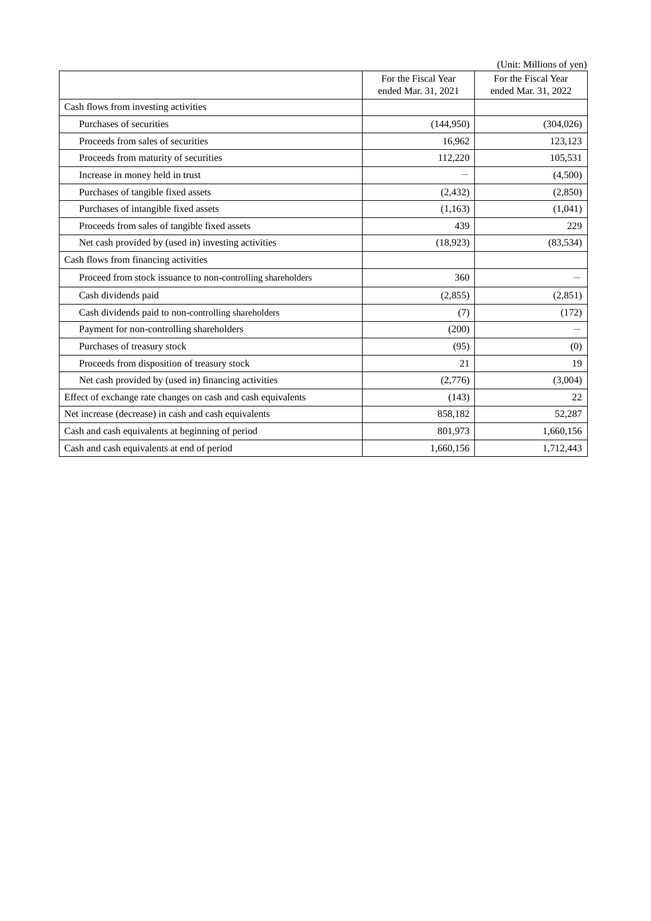(Unit: Millions of yen)

| | For the Fiscal Year ended Mar. 31, 2021 | For the Fiscal Year ended Mar. 31, 2022 |
|---|---|---|
| Cash flows from investing activities | | |
| Purchases of securities | (144,950) | (304,026) |
| Proceeds from sales of securities | 16,962 | 123,123 |
| Proceeds from maturity of securities | 112,220 | 105,531 |
| Increase in money held in trust | — | (4,500) |
| Purchases of tangible fixed assets | (2,432) | (2,850) |
| Purchases of intangible fixed assets | (1,163) | (1,041) |
| Proceeds from sales of tangible fixed assets | 439 | 229 |
| Net cash provided by (used in) investing activities | (18,923) | (83,534) |
| Cash flows from financing activities | | |
| Proceed from stock issuance to non-controlling shareholders | 360 | — |
| Cash dividends paid | (2,855) | (2,851) |
| Cash dividends paid to non-controlling shareholders | (7) | (172) |
| Payment for non-controlling shareholders | (200) | — |
| Purchases of treasury stock | (95) | (0) |
| Proceeds from disposition of treasury stock | 21 | 19 |
| Net cash provided by (used in) financing activities | (2,776) | (3,004) |
| Effect of exchange rate changes on cash and cash equivalents | (143) | 22 |
| Net increase (decrease) in cash and cash equivalents | 858,182 | 52,287 |
| Cash and cash equivalents at beginning of period | 801,973 | 1,660,156 |
| Cash and cash equivalents at end of period | 1,660,156 | 1,712,443 |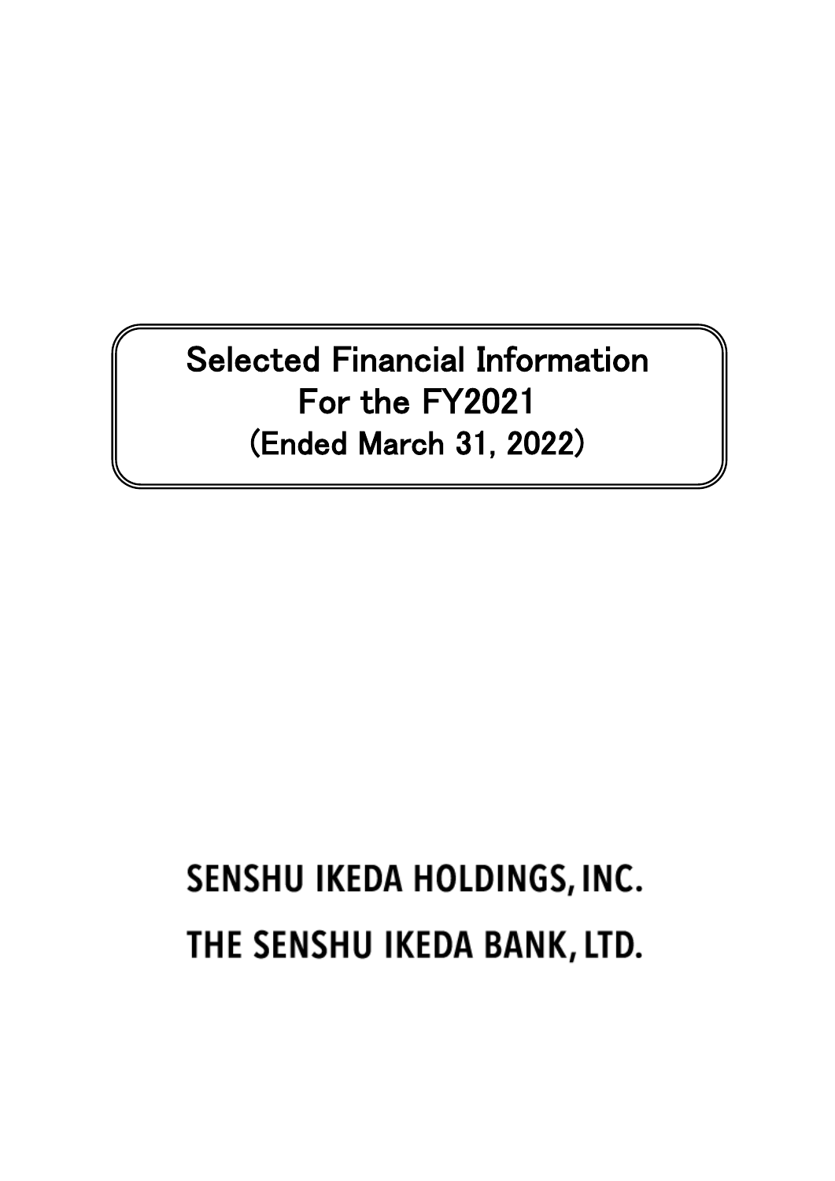# Selected Financial Information
# For the FY2021
## (Ended March 31, 2022)

SENSHU IKEDA HOLDINGS, INC.

THE SENSHU IKEDA BANK, LTD.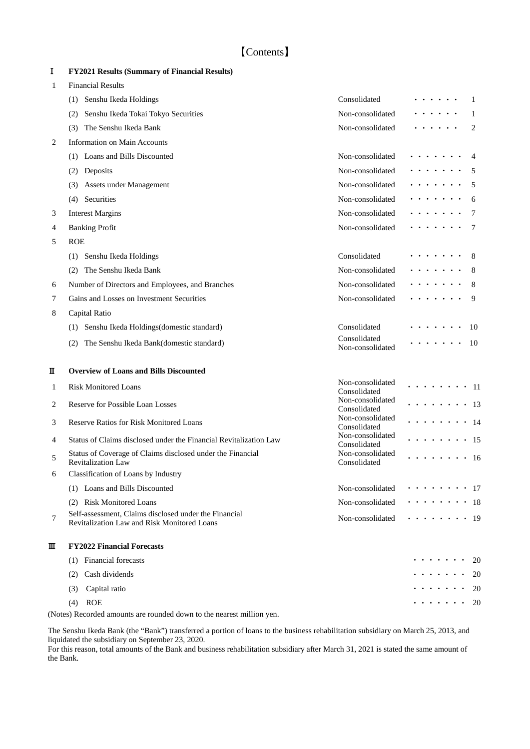# 【Contents】

| | | | |
|---|---|---|---|
| **Ⅰ** | **FY2021 Results (Summary of Financial Results)** | | |
| 1 | Financial Results | | |
| | (1) Senshu Ikeda Holdings | Consolidated | ・・・・・・ 1 |
| | (2) Senshu Ikeda Tokai Tokyo Securities | Non-consolidated | ・・・・・・ 1 |
| | (3) The Senshu Ikeda Bank | Non-consolidated | ・・・・・・ 2 |
| 2 | Information on Main Accounts | | |
| | (1) Loans and Bills Discounted | Non-consolidated | ・・・・・・・ 4 |
| | (2) Deposits | Non-consolidated | ・・・・・・・ 5 |
| | (3) Assets under Management | Non-consolidated | ・・・・・・・ 5 |
| | (4) Securities | Non-consolidated | ・・・・・・・ 6 |
| 3 | Interest Margins | Non-consolidated | ・・・・・・・ 7 |
| 4 | Banking Profit | Non-consolidated | ・・・・・・・ 7 |
| 5 | ROE | | |
| | (1) Senshu Ikeda Holdings | Consolidated | ・・・・・・・ 8 |
| | (2) The Senshu Ikeda Bank | Non-consolidated | ・・・・・・・ 8 |
| 6 | Number of Directors and Employees, and Branches | Non-consolidated | ・・・・・・・ 8 |
| 7 | Gains and Losses on Investment Securities | Non-consolidated | ・・・・・・・ 9 |
| 8 | Capital Ratio | | |
| | (1) Senshu Ikeda Holdings(domestic standard) | Consolidated | ・・・・・・・ 10 |
| | (2) The Senshu Ikeda Bank(domestic standard) | Consolidated Non-consolidated | ・・・・・・・ 10 |
| **Ⅱ** | **Overview of Loans and Bills Discounted** | | |
| 1 | Risk Monitored Loans | Non-consolidated Consolidated | ・・・・・・・・ 11 |
| 2 | Reserve for Possible Loan Losses | Non-consolidated Consolidated | ・・・・・・・・ 13 |
| 3 | Reserve Ratios for Risk Monitored Loans | Non-consolidated Consolidated | ・・・・・・・・ 14 |
| 4 | Status of Claims disclosed under the Financial Revitalization Law | Non-consolidated Consolidated | ・・・・・・・・ 15 |
| 5 | Status of Coverage of Claims disclosed under the Financial Revitalization Law | Non-consolidated Consolidated | ・・・・・・・・ 16 |
| 6 | Classification of Loans by Industry | | |
| | (1) Loans and Bills Discounted | Non-consolidated | ・・・・・・・・ 17 |
| | (2) Risk Monitored Loans | Non-consolidated | ・・・・・・・・ 18 |
| 7 | Self-assessment, Claims disclosed under the Financial Revitalization Law and Risk Monitored Loans | Non-consolidated | ・・・・・・・・ 19 |
| **Ⅲ** | **FY2022 Financial Forecasts** | | |
| | (1) Financial forecasts | | ・・・・・・・ 20 |
| | (2) Cash dividends | | ・・・・・・・ 20 |
| | (3) Capital ratio | | ・・・・・・・ 20 |
| | (4) ROE | | ・・・・・・・ 20 |

(Notes) Recorded amounts are rounded down to the nearest million yen.

The Senshu Ikeda Bank (the "Bank") transferred a portion of loans to the business rehabilitation subsidiary on March 25, 2013, and liquidated the subsidiary on September 23, 2020.
For this reason, total amounts of the Bank and business rehabilitation subsidiary after March 31, 2021 is stated the same amount of the Bank.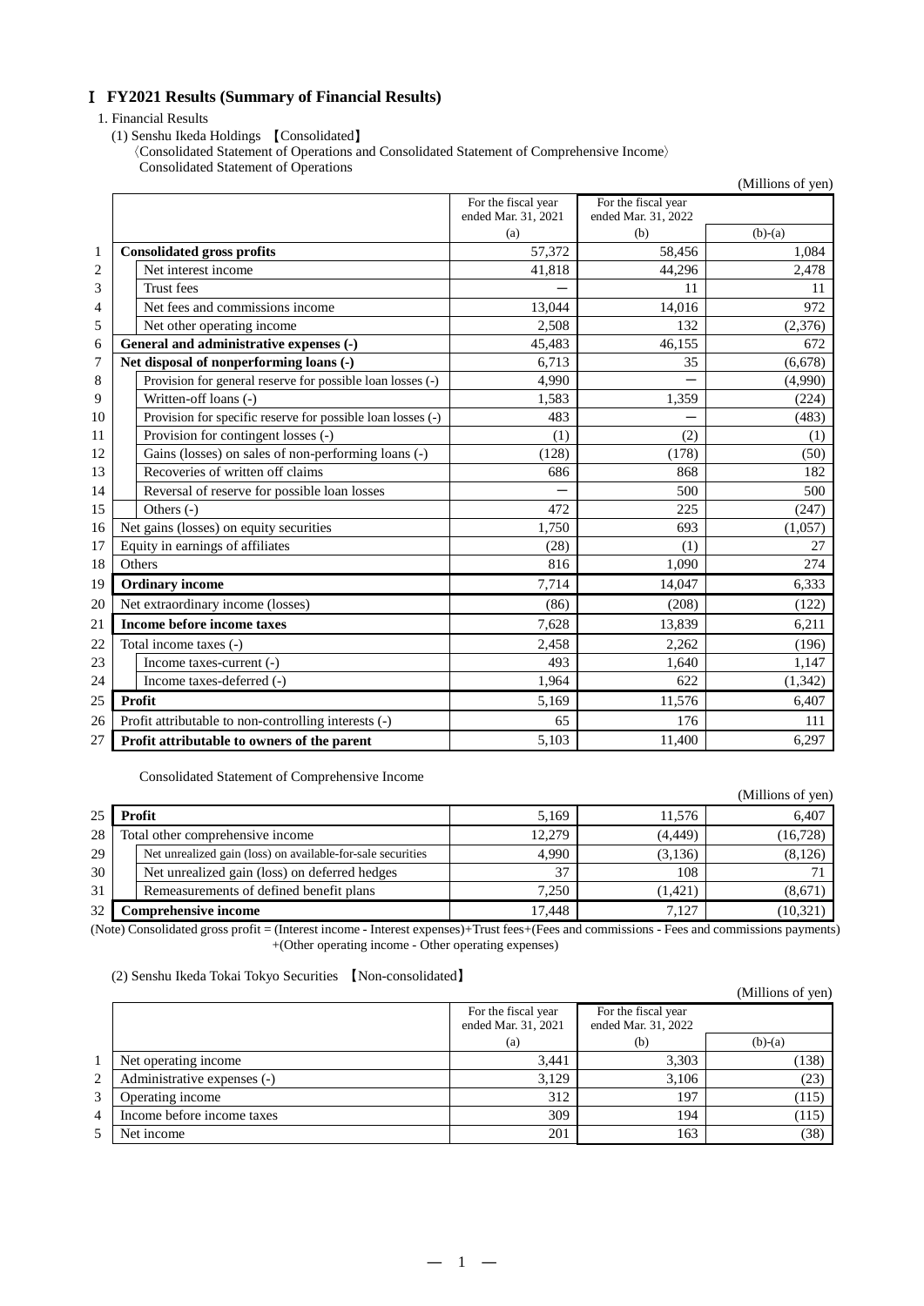# Ⅰ FY2021 Results (Summary of Financial Results)

1. Financial Results

(1) Senshu Ikeda Holdings 【Consolidated】

〈Consolidated Statement of Operations and Consolidated Statement of Comprehensive Income〉

Consolidated Statement of Operations

(Millions of yen)

| | | For the fiscal year ended Mar. 31, 2021 (a) | For the fiscal year ended Mar. 31, 2022 (b) | (b)-(a) |
|---|---|---|---|---|
| 1 | **Consolidated gross profits** | 57,372 | 58,456 | 1,084 |
| 2 | Net interest income | 41,818 | 44,296 | 2,478 |
| 3 | Trust fees | ― | 11 | 11 |
| 4 | Net fees and commissions income | 13,044 | 14,016 | 972 |
| 5 | Net other operating income | 2,508 | 132 | (2,376) |
| 6 | **General and administrative expenses (-)** | 45,483 | 46,155 | 672 |
| 7 | **Net disposal of nonperforming loans (-)** | 6,713 | 35 | (6,678) |
| 8 | Provision for general reserve for possible loan losses (-) | 4,990 | ― | (4,990) |
| 9 | Written-off loans (-) | 1,583 | 1,359 | (224) |
| 10 | Provision for specific reserve for possible loan losses (-) | 483 | ― | (483) |
| 11 | Provision for contingent losses (-) | (1) | (2) | (1) |
| 12 | Gains (losses) on sales of non-performing loans (-) | (128) | (178) | (50) |
| 13 | Recoveries of written off claims | 686 | 868 | 182 |
| 14 | Reversal of reserve for possible loan losses | ― | 500 | 500 |
| 15 | Others (-) | 472 | 225 | (247) |
| 16 | Net gains (losses) on equity securities | 1,750 | 693 | (1,057) |
| 17 | Equity in earnings of affiliates | (28) | (1) | 27 |
| 18 | Others | 816 | 1,090 | 274 |
| 19 | **Ordinary income** | 7,714 | 14,047 | 6,333 |
| 20 | Net extraordinary income (losses) | (86) | (208) | (122) |
| 21 | **Income before income taxes** | 7,628 | 13,839 | 6,211 |
| 22 | Total income taxes (-) | 2,458 | 2,262 | (196) |
| 23 | Income taxes-current (-) | 493 | 1,640 | 1,147 |
| 24 | Income taxes-deferred (-) | 1,964 | 622 | (1,342) |
| 25 | **Profit** | 5,169 | 11,576 | 6,407 |
| 26 | Profit attributable to non-controlling interests (-) | 65 | 176 | 111 |
| 27 | **Profit attributable to owners of the parent** | 5,103 | 11,400 | 6,297 |

Consolidated Statement of Comprehensive Income

(Millions of yen)

| | | (a) | (b) | (b)-(a) |
|---|---|---|---|---|
| 25 | **Profit** | 5,169 | 11,576 | 6,407 |
| 28 | Total other comprehensive income | 12,279 | (4,449) | (16,728) |
| 29 | Net unrealized gain (loss) on available-for-sale securities | 4,990 | (3,136) | (8,126) |
| 30 | Net unrealized gain (loss) on deferred hedges | 37 | 108 | 71 |
| 31 | Remeasurements of defined benefit plans | 7,250 | (1,421) | (8,671) |
| 32 | **Comprehensive income** | 17,448 | 7,127 | (10,321) |

(Note) Consolidated gross profit = (Interest income - Interest expenses)+Trust fees+(Fees and commissions - Fees and commissions payments) +(Other operating income - Other operating expenses)

(2) Senshu Ikeda Tokai Tokyo Securities 【Non-consolidated】

(Millions of yen)

| | | For the fiscal year ended Mar. 31, 2021 (a) | For the fiscal year ended Mar. 31, 2022 (b) | (b)-(a) |
|---|---|---|---|---|
| 1 | Net operating income | 3,441 | 3,303 | (138) |
| 2 | Administrative expenses (-) | 3,129 | 3,106 | (23) |
| 3 | Operating income | 312 | 197 | (115) |
| 4 | Income before income taxes | 309 | 194 | (115) |
| 5 | Net income | 201 | 163 | (38) |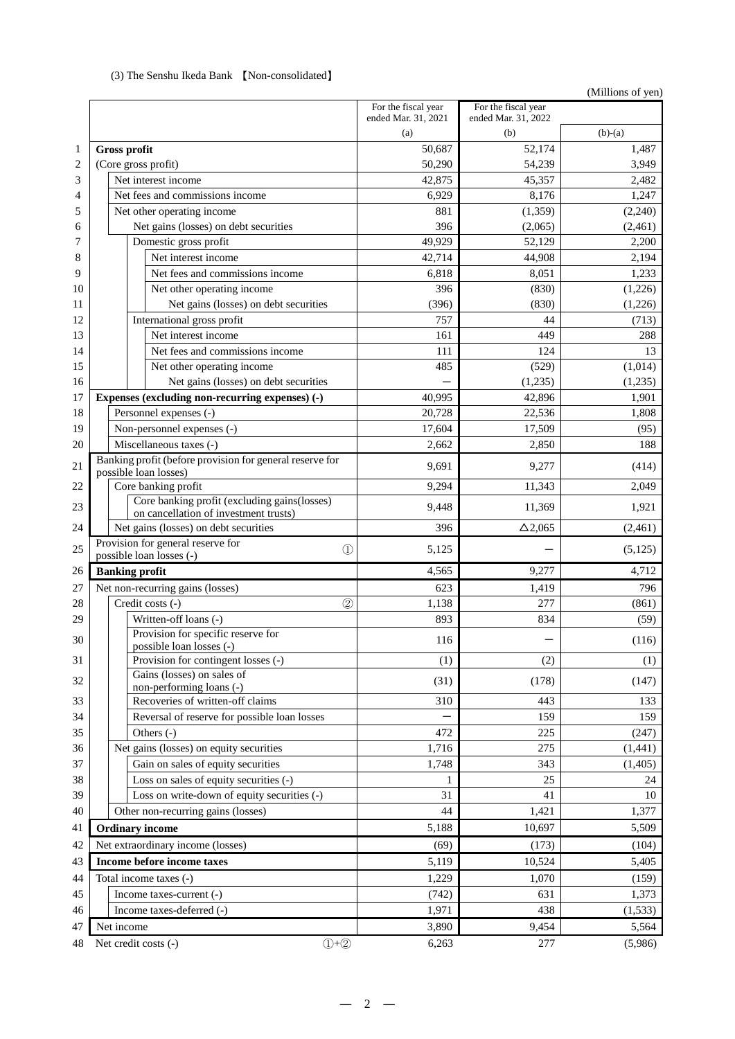(3) The Senshu Ikeda Bank 【Non-consolidated】

(Millions of yen)

| | | For the fiscal year ended Mar. 31, 2021 (a) | For the fiscal year ended Mar. 31, 2022 (b) | (b)-(a) |
|---|---|---|---|---|
| 1 | **Gross profit** | 50,687 | 52,174 | 1,487 |
| 2 | (Core gross profit) | 50,290 | 54,239 | 3,949 |
| 3 | Net interest income | 42,875 | 45,357 | 2,482 |
| 4 | Net fees and commissions income | 6,929 | 8,176 | 1,247 |
| 5 | Net other operating income | 881 | (1,359) | (2,240) |
| 6 | Net gains (losses) on debt securities | 396 | (2,065) | (2,461) |
| 7 | Domestic gross profit | 49,929 | 52,129 | 2,200 |
| 8 | Net interest income | 42,714 | 44,908 | 2,194 |
| 9 | Net fees and commissions income | 6,818 | 8,051 | 1,233 |
| 10 | Net other operating income | 396 | (830) | (1,226) |
| 11 | Net gains (losses) on debt securities | (396) | (830) | (1,226) |
| 12 | International gross profit | 757 | 44 | (713) |
| 13 | Net interest income | 161 | 449 | 288 |
| 14 | Net fees and commissions income | 111 | 124 | 13 |
| 15 | Net other operating income | 485 | (529) | (1,014) |
| 16 | Net gains (losses) on debt securities | ― | (1,235) | (1,235) |
| 17 | **Expenses (excluding non-recurring expenses) (-)** | 40,995 | 42,896 | 1,901 |
| 18 | Personnel expenses (-) | 20,728 | 22,536 | 1,808 |
| 19 | Non-personnel expenses (-) | 17,604 | 17,509 | (95) |
| 20 | Miscellaneous taxes (-) | 2,662 | 2,850 | 188 |
| 21 | Banking profit (before provision for general reserve for possible loan losses) | 9,691 | 9,277 | (414) |
| 22 | Core banking profit | 9,294 | 11,343 | 2,049 |
| 23 | Core banking profit (excluding gains(losses) on cancellation of investment trusts) | 9,448 | 11,369 | 1,921 |
| 24 | Net gains (losses) on debt securities | 396 | △2,065 | (2,461) |
| 25 | Provision for general reserve for possible loan losses (-) ① | 5,125 | ― | (5,125) |
| 26 | **Banking profit** | 4,565 | 9,277 | 4,712 |
| 27 | Net non-recurring gains (losses) | 623 | 1,419 | 796 |
| 28 | Credit costs (-) ② | 1,138 | 277 | (861) |
| 29 | Written-off loans (-) | 893 | 834 | (59) |
| 30 | Provision for specific reserve for possible loan losses (-) | 116 | ― | (116) |
| 31 | Provision for contingent losses (-) | (1) | (2) | (1) |
| 32 | Gains (losses) on sales of non-performing loans (-) | (31) | (178) | (147) |
| 33 | Recoveries of written-off claims | 310 | 443 | 133 |
| 34 | Reversal of reserve for possible loan losses | ― | 159 | 159 |
| 35 | Others (-) | 472 | 225 | (247) |
| 36 | Net gains (losses) on equity securities | 1,716 | 275 | (1,441) |
| 37 | Gain on sales of equity securities | 1,748 | 343 | (1,405) |
| 38 | Loss on sales of equity securities (-) | 1 | 25 | 24 |
| 39 | Loss on write-down of equity securities (-) | 31 | 41 | 10 |
| 40 | Other non-recurring gains (losses) | 44 | 1,421 | 1,377 |
| 41 | **Ordinary income** | 5,188 | 10,697 | 5,509 |
| 42 | Net extraordinary income (losses) | (69) | (173) | (104) |
| 43 | **Income before income taxes** | 5,119 | 10,524 | 5,405 |
| 44 | Total income taxes (-) | 1,229 | 1,070 | (159) |
| 45 | Income taxes-current (-) | (742) | 631 | 1,373 |
| 46 | Income taxes-deferred (-) | 1,971 | 438 | (1,533) |
| 47 | Net income | 3,890 | 9,454 | 5,564 |
| 48 | Net credit costs (-) ①+② | 6,263 | 277 | (5,986) |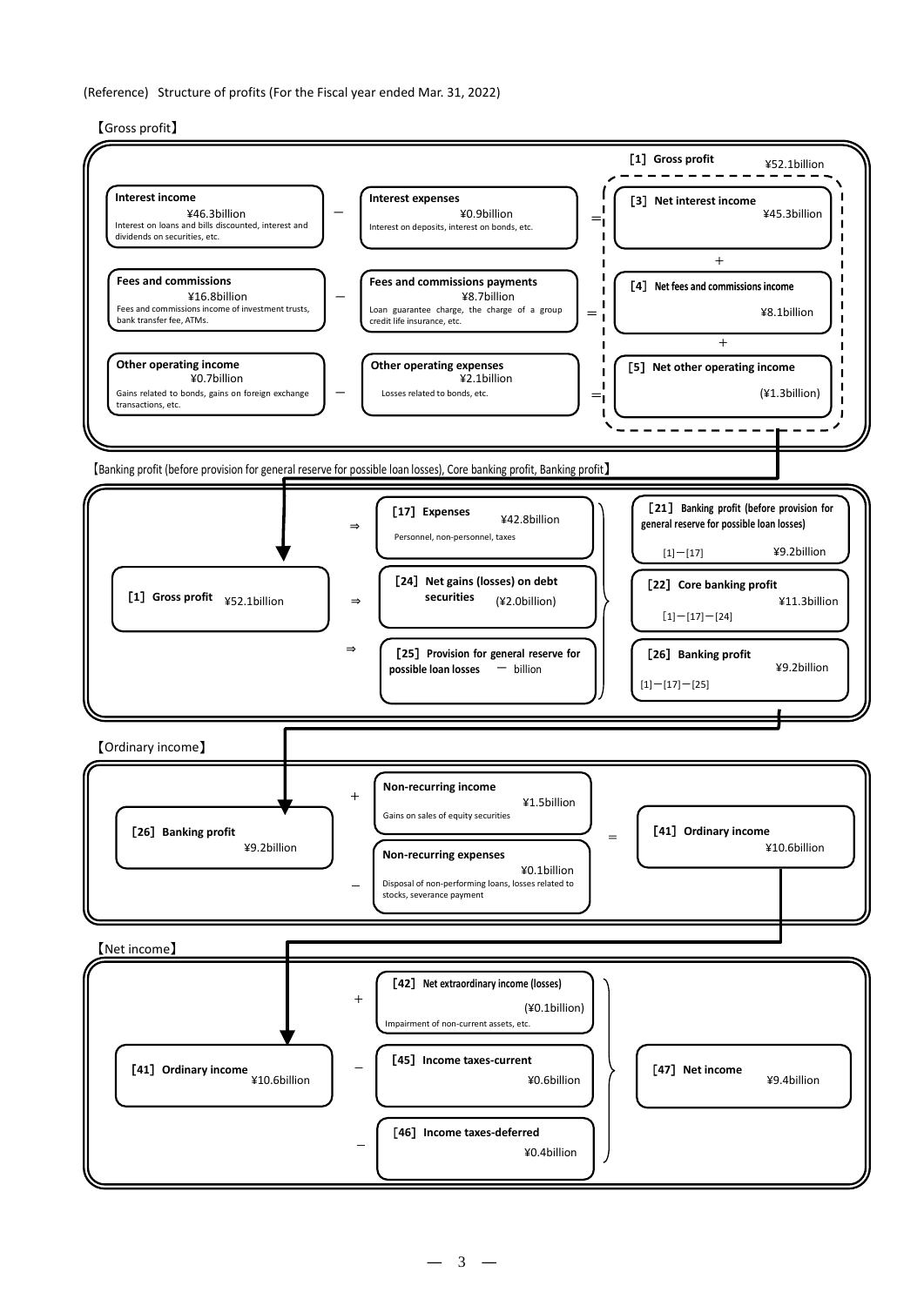(Reference) Structure of profits (For the Fiscal year ended Mar. 31, 2022)

【Gross profit】

**Interest income** ¥46.3billion
Interest on loans and bills discounted, interest and dividends on securities, etc.

－ **Interest expenses** ¥0.9billion
Interest on deposits, interest on bonds, etc.

＝ **[3] Net interest income** ¥45.3billion

**Fees and commissions** ¥16.8billion
Fees and commissions income of investment trusts, bank transfer fee, ATMs.

－ **Fees and commissions payments** ¥8.7billion
Loan guarantee charge, the charge of a group credit life insurance, etc.

＝ **[4] Net fees and commissions income** ¥8.1billion

**Other operating income** ¥0.7billion
Gains related to bonds, gains on foreign exchange transactions, etc.

－ **Other operating expenses** ¥2.1billion
Losses related to bonds, etc.

＝ **[5] Net other operating income** (¥1.3billion)

**[1] Gross profit** ¥52.1billion = [3] ＋ [4] ＋ [5]

【Banking profit (before provision for general reserve for possible loan losses), Core banking profit, Banking profit】

**[1] Gross profit** ¥52.1billion

⇒ **[17] Expenses** ¥42.8billion
Personnel, non-personnel, taxes

⇒ **[24] Net gains (losses) on debt securities** (¥2.0billion)

⇒ **[25] Provision for general reserve for possible loan losses** － billion

**[21] Banking profit (before provision for general reserve for possible loan losses)** ¥9.2billion
[1]－[17]

**[22] Core banking profit** ¥11.3billion
[1]－[17]－[24]

**[26] Banking profit** ¥9.2billion
[1]－[17]－[25]

【Ordinary income】

**[26] Banking profit** ¥9.2billion

＋ **Non-recurring income** ¥1.5billion
Gains on sales of equity securities

－ **Non-recurring expenses** ¥0.1billion
Disposal of non-performing loans, losses related to stocks, severance payment

＝ **[41] Ordinary income** ¥10.6billion

【Net income】

**[41] Ordinary income** ¥10.6billion

＋ **[42] Net extraordinary income (losses)** (¥0.1billion)
Impairment of non-current assets, etc.

－ **[45] Income taxes-current** ¥0.6billion

－ **[46] Income taxes-deferred** ¥0.4billion

**[47] Net income** ¥9.4billion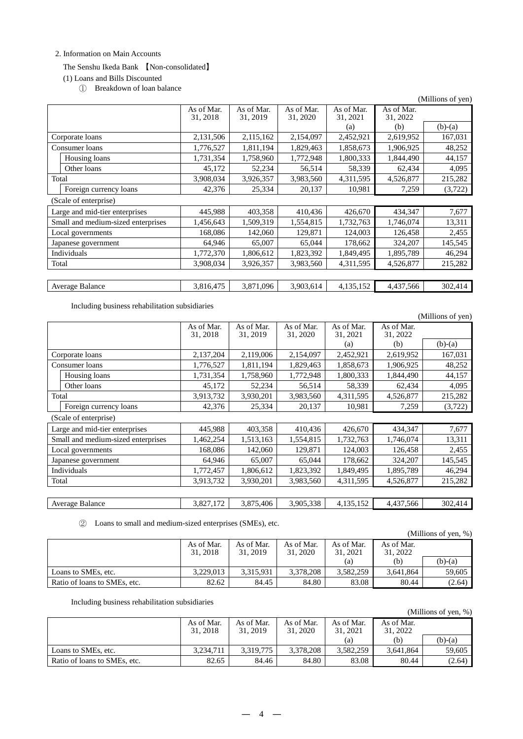2. Information on Main Accounts

The Senshu Ikeda Bank 【Non-consolidated】

(1) Loans and Bills Discounted

① Breakdown of loan balance

(Millions of yen)

| | As of Mar. 31, 2018 | As of Mar. 31, 2019 | As of Mar. 31, 2020 | As of Mar. 31, 2021 (a) | As of Mar. 31, 2022 (b) | (b)-(a) |
|---|---|---|---|---|---|---|
| Corporate loans | 2,131,506 | 2,115,162 | 2,154,097 | 2,452,921 | 2,619,952 | 167,031 |
| Consumer loans | 1,776,527 | 1,811,194 | 1,829,463 | 1,858,673 | 1,906,925 | 48,252 |
| Housing loans | 1,731,354 | 1,758,960 | 1,772,948 | 1,800,333 | 1,844,490 | 44,157 |
| Other loans | 45,172 | 52,234 | 56,514 | 58,339 | 62,434 | 4,095 |
| Total | 3,908,034 | 3,926,357 | 3,983,560 | 4,311,595 | 4,526,877 | 215,282 |
| Foreign currency loans | 42,376 | 25,334 | 20,137 | 10,981 | 7,259 | (3,722) |
| (Scale of enterprise) | | | | | | |
| Large and mid-tier enterprises | 445,988 | 403,358 | 410,436 | 426,670 | 434,347 | 7,677 |
| Small and medium-sized enterprises | 1,456,643 | 1,509,319 | 1,554,815 | 1,732,763 | 1,746,074 | 13,311 |
| Local governments | 168,086 | 142,060 | 129,871 | 124,003 | 126,458 | 2,455 |
| Japanese government | 64,946 | 65,007 | 65,044 | 178,662 | 324,207 | 145,545 |
| Individuals | 1,772,370 | 1,806,612 | 1,823,392 | 1,849,495 | 1,895,789 | 46,294 |
| Total | 3,908,034 | 3,926,357 | 3,983,560 | 4,311,595 | 4,526,877 | 215,282 |
| | | | | | | |
| Average Balance | 3,816,475 | 3,871,096 | 3,903,614 | 4,135,152 | 4,437,566 | 302,414 |

Including business rehabilitation subsidiaries

(Millions of yen)

| | As of Mar. 31, 2018 | As of Mar. 31, 2019 | As of Mar. 31, 2020 | As of Mar. 31, 2021 (a) | As of Mar. 31, 2022 (b) | (b)-(a) |
|---|---|---|---|---|---|---|
| Corporate loans | 2,137,204 | 2,119,006 | 2,154,097 | 2,452,921 | 2,619,952 | 167,031 |
| Consumer loans | 1,776,527 | 1,811,194 | 1,829,463 | 1,858,673 | 1,906,925 | 48,252 |
| Housing loans | 1,731,354 | 1,758,960 | 1,772,948 | 1,800,333 | 1,844,490 | 44,157 |
| Other loans | 45,172 | 52,234 | 56,514 | 58,339 | 62,434 | 4,095 |
| Total | 3,913,732 | 3,930,201 | 3,983,560 | 4,311,595 | 4,526,877 | 215,282 |
| Foreign currency loans | 42,376 | 25,334 | 20,137 | 10,981 | 7,259 | (3,722) |
| (Scale of enterprise) | | | | | | |
| Large and mid-tier enterprises | 445,988 | 403,358 | 410,436 | 426,670 | 434,347 | 7,677 |
| Small and medium-sized enterprises | 1,462,254 | 1,513,163 | 1,554,815 | 1,732,763 | 1,746,074 | 13,311 |
| Local governments | 168,086 | 142,060 | 129,871 | 124,003 | 126,458 | 2,455 |
| Japanese government | 64,946 | 65,007 | 65,044 | 178,662 | 324,207 | 145,545 |
| Individuals | 1,772,457 | 1,806,612 | 1,823,392 | 1,849,495 | 1,895,789 | 46,294 |
| Total | 3,913,732 | 3,930,201 | 3,983,560 | 4,311,595 | 4,526,877 | 215,282 |
| | | | | | | |
| Average Balance | 3,827,172 | 3,875,406 | 3,905,338 | 4,135,152 | 4,437,566 | 302,414 |

② Loans to small and medium-sized enterprises (SMEs), etc.

(Millions of yen, %)

| | As of Mar. 31, 2018 | As of Mar. 31, 2019 | As of Mar. 31, 2020 | As of Mar. 31, 2021 (a) | As of Mar. 31, 2022 (b) | (b)-(a) |
|---|---|---|---|---|---|---|
| Loans to SMEs, etc. | 3,229,013 | 3,315,931 | 3,378,208 | 3,582,259 | 3,641,864 | 59,605 |
| Ratio of loans to SMEs, etc. | 82.62 | 84.45 | 84.80 | 83.08 | 80.44 | (2.64) |

Including business rehabilitation subsidiaries

(Millions of yen, %)

| | As of Mar. 31, 2018 | As of Mar. 31, 2019 | As of Mar. 31, 2020 | As of Mar. 31, 2021 (a) | As of Mar. 31, 2022 (b) | (b)-(a) |
|---|---|---|---|---|---|---|
| Loans to SMEs, etc. | 3,234,711 | 3,319,775 | 3,378,208 | 3,582,259 | 3,641,864 | 59,605 |
| Ratio of loans to SMEs, etc. | 82.65 | 84.46 | 84.80 | 83.08 | 80.44 | (2.64) |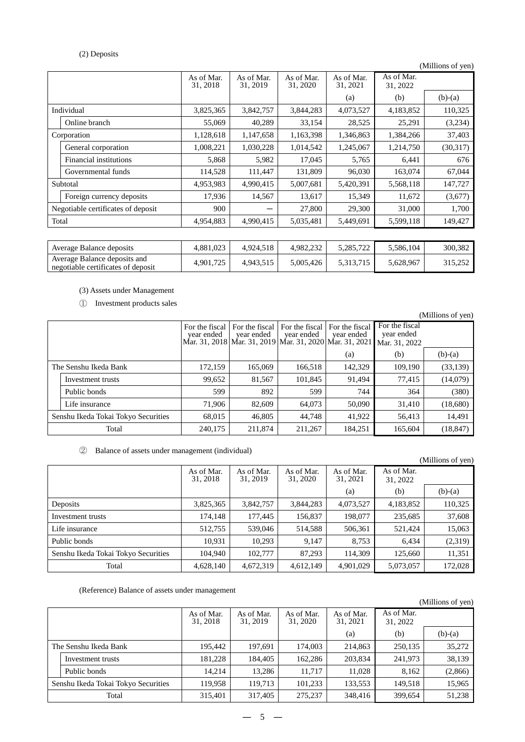(2) Deposits

(Millions of yen)

| | As of Mar. 31, 2018 | As of Mar. 31, 2019 | As of Mar. 31, 2020 | As of Mar. 31, 2021 | As of Mar. 31, 2022 | |
|---|---|---|---|---|---|---|
| | | | | (a) | (b) | (b)-(a) |
| Individual | 3,825,365 | 3,842,757 | 3,844,283 | 4,073,527 | 4,183,852 | 110,325 |
| Online branch | 55,069 | 40,289 | 33,154 | 28,525 | 25,291 | (3,234) |
| Corporation | 1,128,618 | 1,147,658 | 1,163,398 | 1,346,863 | 1,384,266 | 37,403 |
| General corporation | 1,008,221 | 1,030,228 | 1,014,542 | 1,245,067 | 1,214,750 | (30,317) |
| Financial institutions | 5,868 | 5,982 | 17,045 | 5,765 | 6,441 | 676 |
| Governmental funds | 114,528 | 111,447 | 131,809 | 96,030 | 163,074 | 67,044 |
| Subtotal | 4,953,983 | 4,990,415 | 5,007,681 | 5,420,391 | 5,568,118 | 147,727 |
| Foreign currency deposits | 17,936 | 14,567 | 13,617 | 15,349 | 11,672 | (3,677) |
| Negotiable certificates of deposit | 900 | — | 27,800 | 29,300 | 31,000 | 1,700 |
| Total | 4,954,883 | 4,990,415 | 5,035,481 | 5,449,691 | 5,599,118 | 149,427 |

| | | | | | | |
|---|---|---|---|---|---|---|
| Average Balance deposits | 4,881,023 | 4,924,518 | 4,982,232 | 5,285,722 | 5,586,104 | 300,382 |
| Average Balance deposits and negotiable certificates of deposit | 4,901,725 | 4,943,515 | 5,005,426 | 5,313,715 | 5,628,967 | 315,252 |

(3) Assets under Management

① Investment products sales

(Millions of yen)

| | For the fiscal year ended Mar. 31, 2018 | For the fiscal year ended Mar. 31, 2019 | For the fiscal year ended Mar. 31, 2020 | For the fiscal year ended Mar. 31, 2021 | For the fiscal year ended Mar. 31, 2022 | |
|---|---|---|---|---|---|---|
| | | | | (a) | (b) | (b)-(a) |
| The Senshu Ikeda Bank | 172,159 | 165,069 | 166,518 | 142,329 | 109,190 | (33,139) |
| Investment trusts | 99,652 | 81,567 | 101,845 | 91,494 | 77,415 | (14,079) |
| Public bonds | 599 | 892 | 599 | 744 | 364 | (380) |
| Life insurance | 71,906 | 82,609 | 64,073 | 50,090 | 31,410 | (18,680) |
| Senshu Ikeda Tokai Tokyo Securities | 68,015 | 46,805 | 44,748 | 41,922 | 56,413 | 14,491 |
| Total | 240,175 | 211,874 | 211,267 | 184,251 | 165,604 | (18,847) |

② Balance of assets under management (individual)

(Millions of yen)

| | As of Mar. 31, 2018 | As of Mar. 31, 2019 | As of Mar. 31, 2020 | As of Mar. 31, 2021 | As of Mar. 31, 2022 | |
|---|---|---|---|---|---|---|
| | | | | (a) | (b) | (b)-(a) |
| Deposits | 3,825,365 | 3,842,757 | 3,844,283 | 4,073,527 | 4,183,852 | 110,325 |
| Investment trusts | 174,148 | 177,445 | 156,837 | 198,077 | 235,685 | 37,608 |
| Life insurance | 512,755 | 539,046 | 514,588 | 506,361 | 521,424 | 15,063 |
| Public bonds | 10,931 | 10,293 | 9,147 | 8,753 | 6,434 | (2,319) |
| Senshu Ikeda Tokai Tokyo Securities | 104,940 | 102,777 | 87,293 | 114,309 | 125,660 | 11,351 |
| Total | 4,628,140 | 4,672,319 | 4,612,149 | 4,901,029 | 5,073,057 | 172,028 |

(Reference) Balance of assets under management

(Millions of yen)

| | As of Mar. 31, 2018 | As of Mar. 31, 2019 | As of Mar. 31, 2020 | As of Mar. 31, 2021 | As of Mar. 31, 2022 | |
|---|---|---|---|---|---|---|
| | | | | (a) | (b) | (b)-(a) |
| The Senshu Ikeda Bank | 195,442 | 197,691 | 174,003 | 214,863 | 250,135 | 35,272 |
| Investment trusts | 181,228 | 184,405 | 162,286 | 203,834 | 241,973 | 38,139 |
| Public bonds | 14,214 | 13,286 | 11,717 | 11,028 | 8,162 | (2,866) |
| Senshu Ikeda Tokai Tokyo Securities | 119,958 | 119,713 | 101,233 | 133,553 | 149,518 | 15,965 |
| Total | 315,401 | 317,405 | 275,237 | 348,416 | 399,654 | 51,238 |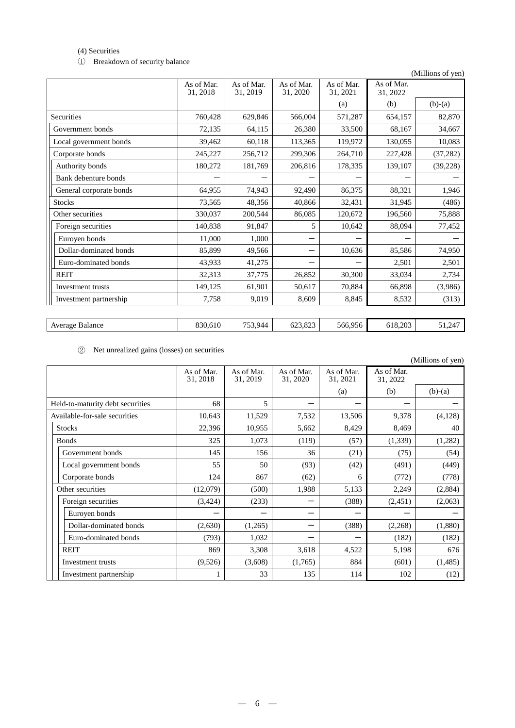(4) Securities

① Breakdown of security balance

(Millions of yen)

| | As of Mar. 31, 2018 | As of Mar. 31, 2019 | As of Mar. 31, 2020 | As of Mar. 31, 2021 | As of Mar. 31, 2022 | |
|---|---|---|---|---|---|---|
| | | | | (a) | (b) | (b)-(a) |
| Securities | 760,428 | 629,846 | 566,004 | 571,287 | 654,157 | 82,870 |
| Government bonds | 72,135 | 64,115 | 26,380 | 33,500 | 68,167 | 34,667 |
| Local government bonds | 39,462 | 60,118 | 113,365 | 119,972 | 130,055 | 10,083 |
| Corporate bonds | 245,227 | 256,712 | 299,306 | 264,710 | 227,428 | (37,282) |
| Authority bonds | 180,272 | 181,769 | 206,816 | 178,335 | 139,107 | (39,228) |
| Bank debenture bonds | ― | ― | ― | ― | ― | ― |
| General corporate bonds | 64,955 | 74,943 | 92,490 | 86,375 | 88,321 | 1,946 |
| Stocks | 73,565 | 48,356 | 40,866 | 32,431 | 31,945 | (486) |
| Other securities | 330,037 | 200,544 | 86,085 | 120,672 | 196,560 | 75,888 |
| Foreign securities | 140,838 | 91,847 | 5 | 10,642 | 88,094 | 77,452 |
| Euroyen bonds | 11,000 | 1,000 | ― | ― | ― | ― |
| Dollar-dominated bonds | 85,899 | 49,566 | ― | 10,636 | 85,586 | 74,950 |
| Euro-dominated bonds | 43,933 | 41,275 | ― | ― | 2,501 | 2,501 |
| REIT | 32,313 | 37,775 | 26,852 | 30,300 | 33,034 | 2,734 |
| Investment trusts | 149,125 | 61,901 | 50,617 | 70,884 | 66,898 | (3,986) |
| Investment partnership | 7,758 | 9,019 | 8,609 | 8,845 | 8,532 | (313) |
| Average Balance | 830,610 | 753,944 | 623,823 | 566,956 | 618,203 | 51,247 |

② Net unrealized gains (losses) on securities

(Millions of yen)

| | As of Mar. 31, 2018 | As of Mar. 31, 2019 | As of Mar. 31, 2020 | As of Mar. 31, 2021 | As of Mar. 31, 2022 | |
|---|---|---|---|---|---|---|
| | | | | (a) | (b) | (b)-(a) |
| Held-to-maturity debt securities | 68 | 5 | ― | ― | ― | ― |
| Available-for-sale securities | 10,643 | 11,529 | 7,532 | 13,506 | 9,378 | (4,128) |
| Stocks | 22,396 | 10,955 | 5,662 | 8,429 | 8,469 | 40 |
| Bonds | 325 | 1,073 | (119) | (57) | (1,339) | (1,282) |
| Government bonds | 145 | 156 | 36 | (21) | (75) | (54) |
| Local government bonds | 55 | 50 | (93) | (42) | (491) | (449) |
| Corporate bonds | 124 | 867 | (62) | 6 | (772) | (778) |
| Other securities | (12,079) | (500) | 1,988 | 5,133 | 2,249 | (2,884) |
| Foreign securities | (3,424) | (233) | ― | (388) | (2,451) | (2,063) |
| Euroyen bonds | ― | ― | ― | ― | ― | ― |
| Dollar-dominated bonds | (2,630) | (1,265) | ― | (388) | (2,268) | (1,880) |
| Euro-dominated bonds | (793) | 1,032 | ― | ― | (182) | (182) |
| REIT | 869 | 3,308 | 3,618 | 4,522 | 5,198 | 676 |
| Investment trusts | (9,526) | (3,608) | (1,765) | 884 | (601) | (1,485) |
| Investment partnership | 1 | 33 | 135 | 114 | 102 | (12) |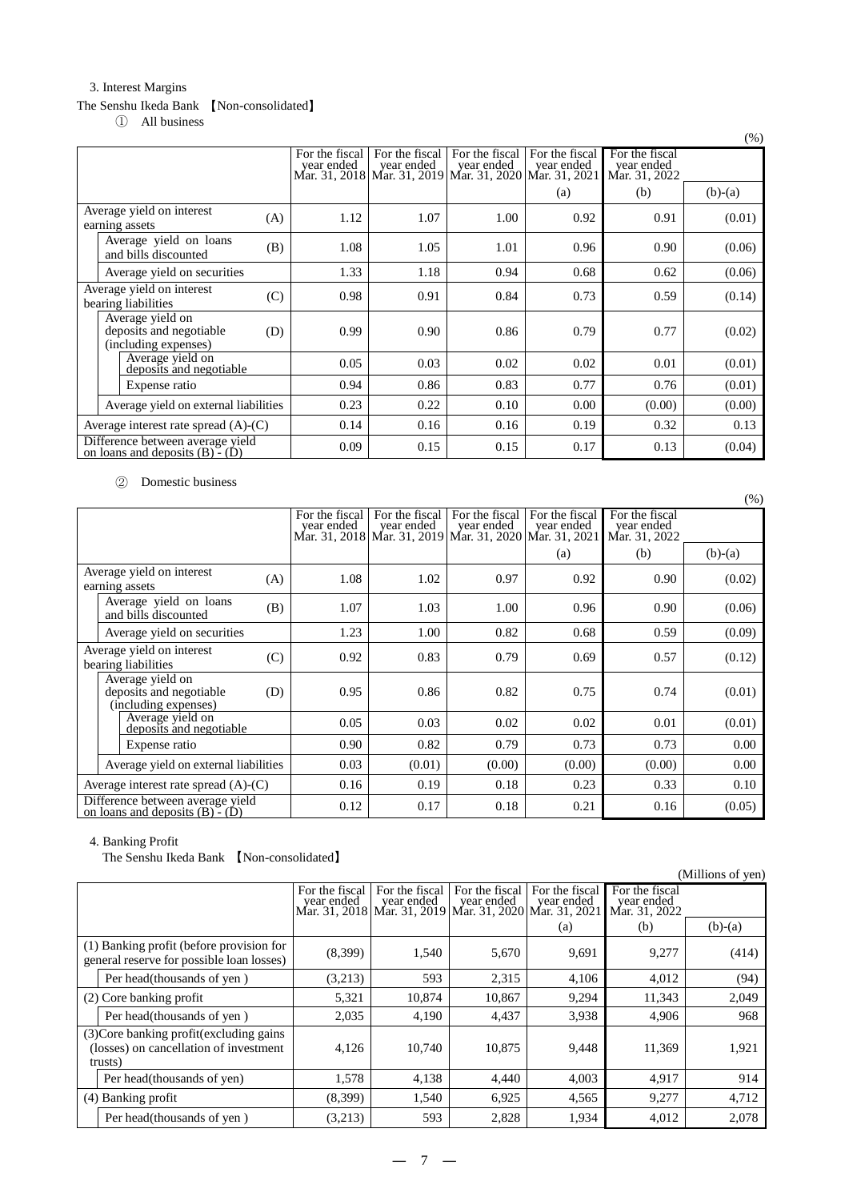3. Interest Margins

The Senshu Ikeda Bank 【Non-consolidated】

① All business

(%)

| | For the fiscal year ended Mar. 31, 2018 | For the fiscal year ended Mar. 31, 2019 | For the fiscal year ended Mar. 31, 2020 | For the fiscal year ended Mar. 31, 2021 | For the fiscal year ended Mar. 31, 2022 | |
|---|---|---|---|---|---|---|
| | | | | (a) | (b) | (b)-(a) |
| Average yield on interest earning assets (A) | 1.12 | 1.07 | 1.00 | 0.92 | 0.91 | (0.01) |
| Average yield on loans and bills discounted (B) | 1.08 | 1.05 | 1.01 | 0.96 | 0.90 | (0.06) |
| Average yield on securities | 1.33 | 1.18 | 0.94 | 0.68 | 0.62 | (0.06) |
| Average yield on interest bearing liabilities (C) | 0.98 | 0.91 | 0.84 | 0.73 | 0.59 | (0.14) |
| Average yield on deposits and negotiable (including expenses) (D) | 0.99 | 0.90 | 0.86 | 0.79 | 0.77 | (0.02) |
| Average yield on deposits and negotiable | 0.05 | 0.03 | 0.02 | 0.02 | 0.01 | (0.01) |
| Expense ratio | 0.94 | 0.86 | 0.83 | 0.77 | 0.76 | (0.01) |
| Average yield on external liabilities | 0.23 | 0.22 | 0.10 | 0.00 | (0.00) | (0.00) |
| Average interest rate spread (A)-(C) | 0.14 | 0.16 | 0.16 | 0.19 | 0.32 | 0.13 |
| Difference between average yield on loans and deposits (B) - (D) | 0.09 | 0.15 | 0.15 | 0.17 | 0.13 | (0.04) |

② Domestic business

(%)

| | For the fiscal year ended Mar. 31, 2018 | For the fiscal year ended Mar. 31, 2019 | For the fiscal year ended Mar. 31, 2020 | For the fiscal year ended Mar. 31, 2021 | For the fiscal year ended Mar. 31, 2022 | |
|---|---|---|---|---|---|---|
| | | | | (a) | (b) | (b)-(a) |
| Average yield on interest earning assets (A) | 1.08 | 1.02 | 0.97 | 0.92 | 0.90 | (0.02) |
| Average yield on loans and bills discounted (B) | 1.07 | 1.03 | 1.00 | 0.96 | 0.90 | (0.06) |
| Average yield on securities | 1.23 | 1.00 | 0.82 | 0.68 | 0.59 | (0.09) |
| Average yield on interest bearing liabilities (C) | 0.92 | 0.83 | 0.79 | 0.69 | 0.57 | (0.12) |
| Average yield on deposits and negotiable (including expenses) (D) | 0.95 | 0.86 | 0.82 | 0.75 | 0.74 | (0.01) |
| Average yield on deposits and negotiable | 0.05 | 0.03 | 0.02 | 0.02 | 0.01 | (0.01) |
| Expense ratio | 0.90 | 0.82 | 0.79 | 0.73 | 0.73 | 0.00 |
| Average yield on external liabilities | 0.03 | (0.01) | (0.00) | (0.00) | (0.00) | 0.00 |
| Average interest rate spread (A)-(C) | 0.16 | 0.19 | 0.18 | 0.23 | 0.33 | 0.10 |
| Difference between average yield on loans and deposits (B) - (D) | 0.12 | 0.17 | 0.18 | 0.21 | 0.16 | (0.05) |

4. Banking Profit

The Senshu Ikeda Bank 【Non-consolidated】

(Millions of yen)

| | For the fiscal year ended Mar. 31, 2018 | For the fiscal year ended Mar. 31, 2019 | For the fiscal year ended Mar. 31, 2020 | For the fiscal year ended Mar. 31, 2021 | For the fiscal year ended Mar. 31, 2022 | |
|---|---|---|---|---|---|---|
| | | | | (a) | (b) | (b)-(a) |
| (1) Banking profit (before provision for general reserve for possible loan losses) | (8,399) | 1,540 | 5,670 | 9,691 | 9,277 | (414) |
| Per head(thousands of yen ) | (3,213) | 593 | 2,315 | 4,106 | 4,012 | (94) |
| (2) Core banking profit | 5,321 | 10,874 | 10,867 | 9,294 | 11,343 | 2,049 |
| Per head(thousands of yen ) | 2,035 | 4,190 | 4,437 | 3,938 | 4,906 | 968 |
| (3)Core banking profit(excluding gains (losses) on cancellation of investment trusts) | 4,126 | 10,740 | 10,875 | 9,448 | 11,369 | 1,921 |
| Per head(thousands of yen) | 1,578 | 4,138 | 4,440 | 4,003 | 4,917 | 914 |
| (4) Banking profit | (8,399) | 1,540 | 6,925 | 4,565 | 9,277 | 4,712 |
| Per head(thousands of yen ) | (3,213) | 593 | 2,828 | 1,934 | 4,012 | 2,078 |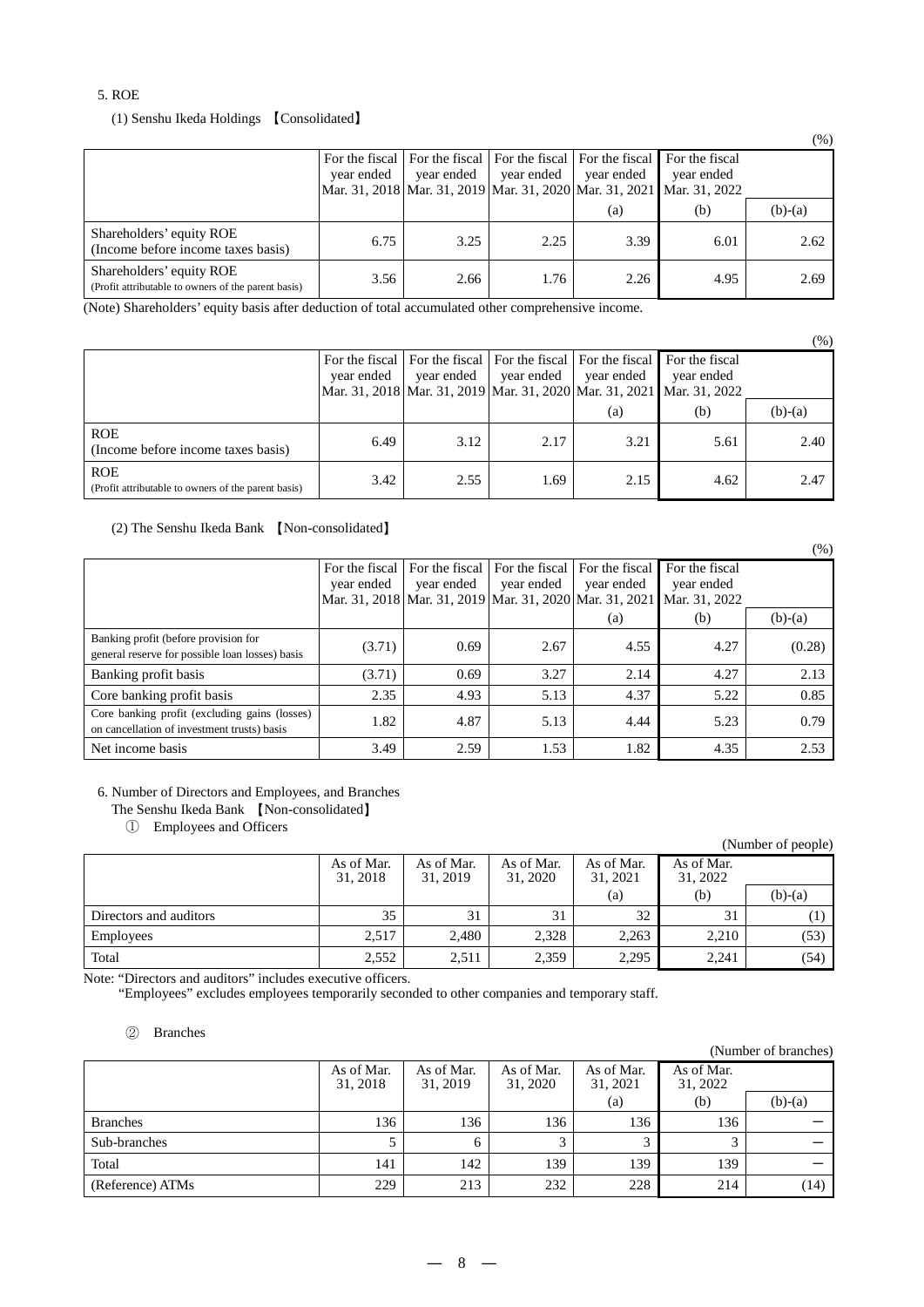5. ROE

(1) Senshu Ikeda Holdings 【Consolidated】

(%)

| | For the fiscal year ended Mar. 31, 2018 | For the fiscal year ended Mar. 31, 2019 | For the fiscal year ended Mar. 31, 2020 | For the fiscal year ended Mar. 31, 2021 | For the fiscal year ended Mar. 31, 2022 | |
|---|---|---|---|---|---|---|
| | | | | (a) | (b) | (b)-(a) |
| Shareholders' equity ROE (Income before income taxes basis) | 6.75 | 3.25 | 2.25 | 3.39 | 6.01 | 2.62 |
| Shareholders' equity ROE (Profit attributable to owners of the parent basis) | 3.56 | 2.66 | 1.76 | 2.26 | 4.95 | 2.69 |

(Note) Shareholders' equity basis after deduction of total accumulated other comprehensive income.

(%)

| | For the fiscal year ended Mar. 31, 2018 | For the fiscal year ended Mar. 31, 2019 | For the fiscal year ended Mar. 31, 2020 | For the fiscal year ended Mar. 31, 2021 | For the fiscal year ended Mar. 31, 2022 | |
|---|---|---|---|---|---|---|
| | | | | (a) | (b) | (b)-(a) |
| ROE (Income before income taxes basis) | 6.49 | 3.12 | 2.17 | 3.21 | 5.61 | 2.40 |
| ROE (Profit attributable to owners of the parent basis) | 3.42 | 2.55 | 1.69 | 2.15 | 4.62 | 2.47 |

(2) The Senshu Ikeda Bank 【Non-consolidated】

(%)

| | For the fiscal year ended Mar. 31, 2018 | For the fiscal year ended Mar. 31, 2019 | For the fiscal year ended Mar. 31, 2020 | For the fiscal year ended Mar. 31, 2021 | For the fiscal year ended Mar. 31, 2022 | |
|---|---|---|---|---|---|---|
| | | | | (a) | (b) | (b)-(a) |
| Banking profit (before provision for general reserve for possible loan losses) basis | (3.71) | 0.69 | 2.67 | 4.55 | 4.27 | (0.28) |
| Banking profit basis | (3.71) | 0.69 | 3.27 | 2.14 | 4.27 | 2.13 |
| Core banking profit basis | 2.35 | 4.93 | 5.13 | 4.37 | 5.22 | 0.85 |
| Core banking profit (excluding gains (losses) on cancellation of investment trusts) basis | 1.82 | 4.87 | 5.13 | 4.44 | 5.23 | 0.79 |
| Net income basis | 3.49 | 2.59 | 1.53 | 1.82 | 4.35 | 2.53 |

6. Number of Directors and Employees, and Branches

The Senshu Ikeda Bank 【Non-consolidated】

① Employees and Officers

(Number of people)

| | As of Mar. 31, 2018 | As of Mar. 31, 2019 | As of Mar. 31, 2020 | As of Mar. 31, 2021 | As of Mar. 31, 2022 | |
|---|---|---|---|---|---|---|
| | | | | (a) | (b) | (b)-(a) |
| Directors and auditors | 35 | 31 | 31 | 32 | 31 | (1) |
| Employees | 2,517 | 2,480 | 2,328 | 2,263 | 2,210 | (53) |
| Total | 2,552 | 2,511 | 2,359 | 2,295 | 2,241 | (54) |

Note: "Directors and auditors" includes executive officers.
"Employees" excludes employees temporarily seconded to other companies and temporary staff.

② Branches

(Number of branches)

| | As of Mar. 31, 2018 | As of Mar. 31, 2019 | As of Mar. 31, 2020 | As of Mar. 31, 2021 | As of Mar. 31, 2022 | |
|---|---|---|---|---|---|---|
| | | | | (a) | (b) | (b)-(a) |
| Branches | 136 | 136 | 136 | 136 | 136 | ー |
| Sub-branches | 5 | 6 | 3 | 3 | 3 | ー |
| Total | 141 | 142 | 139 | 139 | 139 | ー |
| (Reference) ATMs | 229 | 213 | 232 | 228 | 214 | (14) |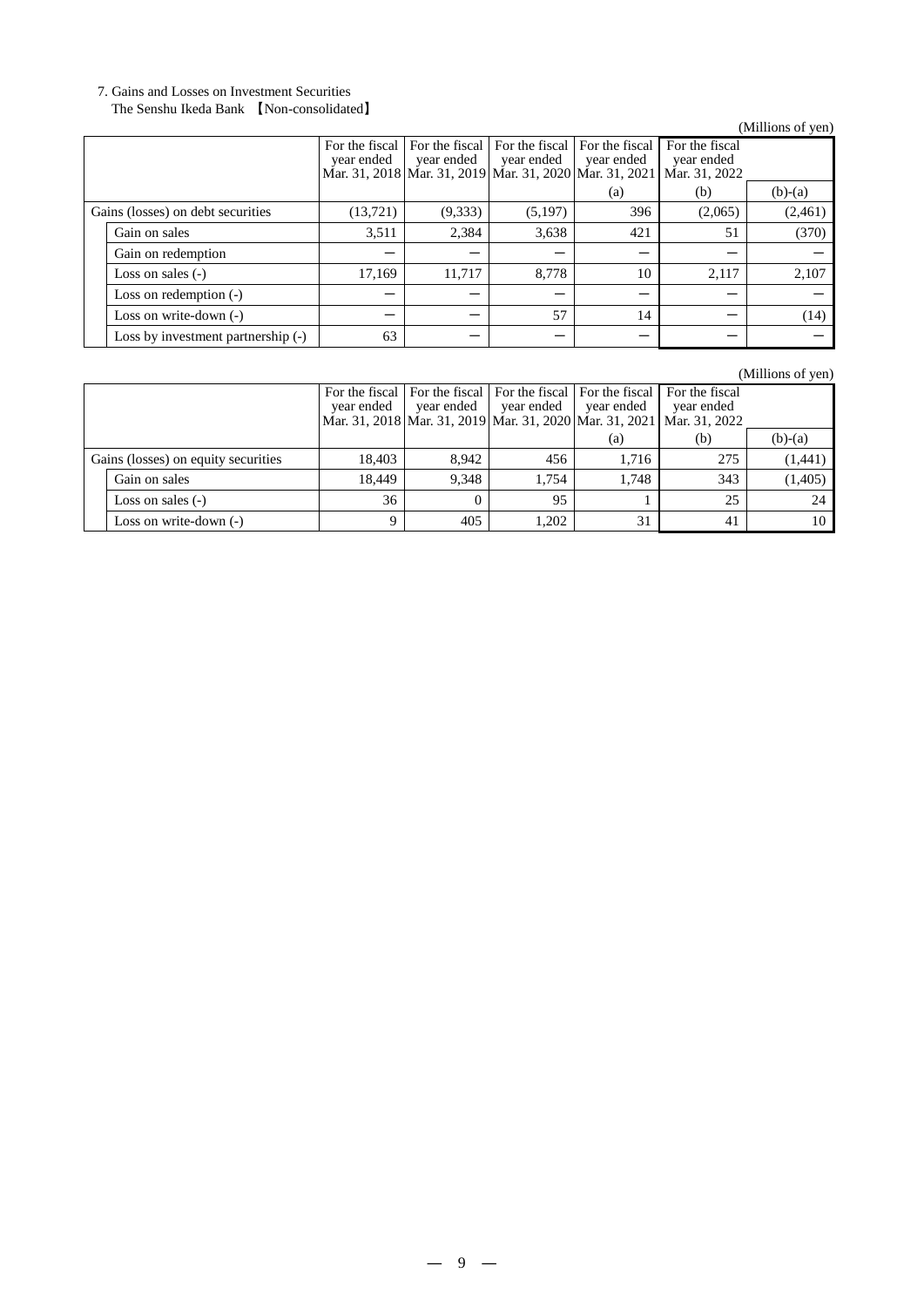7. Gains and Losses on Investment Securities

The Senshu Ikeda Bank 【Non-consolidated】

(Millions of yen)

| | For the fiscal year ended Mar. 31, 2018 | For the fiscal year ended Mar. 31, 2019 | For the fiscal year ended Mar. 31, 2020 | For the fiscal year ended Mar. 31, 2021 | For the fiscal year ended Mar. 31, 2022 | |
|---|---|---|---|---|---|---|
| | | | | (a) | (b) | (b)-(a) |
| Gains (losses) on debt securities | (13,721) | (9,333) | (5,197) | 396 | (2,065) | (2,461) |
| Gain on sales | 3,511 | 2,384 | 3,638 | 421 | 51 | (370) |
| Gain on redemption | ― | ― | ― | ― | ― | ― |
| Loss on sales (-) | 17,169 | 11,717 | 8,778 | 10 | 2,117 | 2,107 |
| Loss on redemption (-) | ― | ― | ― | ― | ― | ― |
| Loss on write-down (-) | ― | ― | 57 | 14 | ― | (14) |
| Loss by investment partnership (-) | 63 | ― | ― | ― | ― | ― |

(Millions of yen)

| | For the fiscal year ended Mar. 31, 2018 | For the fiscal year ended Mar. 31, 2019 | For the fiscal year ended Mar. 31, 2020 | For the fiscal year ended Mar. 31, 2021 | For the fiscal year ended Mar. 31, 2022 | |
|---|---|---|---|---|---|---|
| | | | | (a) | (b) | (b)-(a) |
| Gains (losses) on equity securities | 18,403 | 8,942 | 456 | 1,716 | 275 | (1,441) |
| Gain on sales | 18,449 | 9,348 | 1,754 | 1,748 | 343 | (1,405) |
| Loss on sales (-) | 36 | 0 | 95 | 1 | 25 | 24 |
| Loss on write-down (-) | 9 | 405 | 1,202 | 31 | 41 | 10 |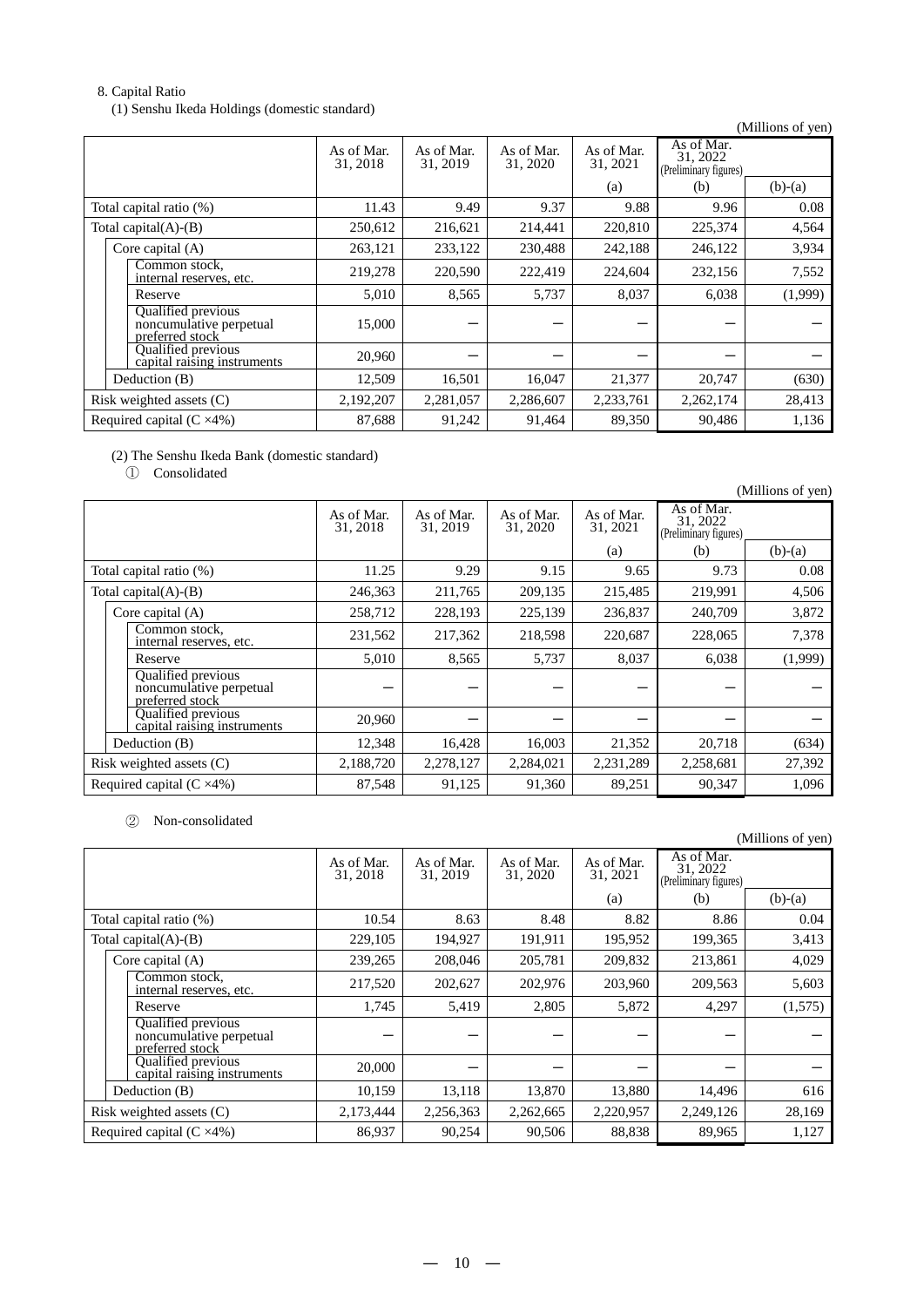8. Capital Ratio

(1) Senshu Ikeda Holdings (domestic standard)

(Millions of yen)

| | As of Mar. 31, 2018 | As of Mar. 31, 2019 | As of Mar. 31, 2020 | As of Mar. 31, 2021 | As of Mar. 31, 2022 (Preliminary figures) | |
|---|---|---|---|---|---|---|
| | | | | (a) | (b) | (b)-(a) |
| Total capital ratio (%) | 11.43 | 9.49 | 9.37 | 9.88 | 9.96 | 0.08 |
| Total capital(A)-(B) | 250,612 | 216,621 | 214,441 | 220,810 | 225,374 | 4,564 |
| Core capital (A) | 263,121 | 233,122 | 230,488 | 242,188 | 246,122 | 3,934 |
| Common stock, internal reserves, etc. | 219,278 | 220,590 | 222,419 | 224,604 | 232,156 | 7,552 |
| Reserve | 5,010 | 8,565 | 5,737 | 8,037 | 6,038 | (1,999) |
| Qualified previous noncumulative perpetual preferred stock | 15,000 | ― | ― | ― | ― | ― |
| Qualified previous capital raising instruments | 20,960 | ― | ― | ― | ― | ― |
| Deduction (B) | 12,509 | 16,501 | 16,047 | 21,377 | 20,747 | (630) |
| Risk weighted assets (C) | 2,192,207 | 2,281,057 | 2,286,607 | 2,233,761 | 2,262,174 | 28,413 |
| Required capital (C ×4%) | 87,688 | 91,242 | 91,464 | 89,350 | 90,486 | 1,136 |

(2) The Senshu Ikeda Bank (domestic standard)

① Consolidated

(Millions of yen)

| | As of Mar. 31, 2018 | As of Mar. 31, 2019 | As of Mar. 31, 2020 | As of Mar. 31, 2021 | As of Mar. 31, 2022 (Preliminary figures) | |
|---|---|---|---|---|---|---|
| | | | | (a) | (b) | (b)-(a) |
| Total capital ratio (%) | 11.25 | 9.29 | 9.15 | 9.65 | 9.73 | 0.08 |
| Total capital(A)-(B) | 246,363 | 211,765 | 209,135 | 215,485 | 219,991 | 4,506 |
| Core capital (A) | 258,712 | 228,193 | 225,139 | 236,837 | 240,709 | 3,872 |
| Common stock, internal reserves, etc. | 231,562 | 217,362 | 218,598 | 220,687 | 228,065 | 7,378 |
| Reserve | 5,010 | 8,565 | 5,737 | 8,037 | 6,038 | (1,999) |
| Qualified previous noncumulative perpetual preferred stock | ― | ― | ― | ― | ― | ― |
| Qualified previous capital raising instruments | 20,960 | ― | ― | ― | ― | ― |
| Deduction (B) | 12,348 | 16,428 | 16,003 | 21,352 | 20,718 | (634) |
| Risk weighted assets (C) | 2,188,720 | 2,278,127 | 2,284,021 | 2,231,289 | 2,258,681 | 27,392 |
| Required capital (C ×4%) | 87,548 | 91,125 | 91,360 | 89,251 | 90,347 | 1,096 |

② Non-consolidated

(Millions of yen)

| | As of Mar. 31, 2018 | As of Mar. 31, 2019 | As of Mar. 31, 2020 | As of Mar. 31, 2021 | As of Mar. 31, 2022 (Preliminary figures) | |
|---|---|---|---|---|---|---|
| | | | | (a) | (b) | (b)-(a) |
| Total capital ratio (%) | 10.54 | 8.63 | 8.48 | 8.82 | 8.86 | 0.04 |
| Total capital(A)-(B) | 229,105 | 194,927 | 191,911 | 195,952 | 199,365 | 3,413 |
| Core capital (A) | 239,265 | 208,046 | 205,781 | 209,832 | 213,861 | 4,029 |
| Common stock, internal reserves, etc. | 217,520 | 202,627 | 202,976 | 203,960 | 209,563 | 5,603 |
| Reserve | 1,745 | 5,419 | 2,805 | 5,872 | 4,297 | (1,575) |
| Qualified previous noncumulative perpetual preferred stock | ― | ― | ― | ― | ― | ― |
| Qualified previous capital raising instruments | 20,000 | ― | ― | ― | ― | ― |
| Deduction (B) | 10,159 | 13,118 | 13,870 | 13,880 | 14,496 | 616 |
| Risk weighted assets (C) | 2,173,444 | 2,256,363 | 2,262,665 | 2,220,957 | 2,249,126 | 28,169 |
| Required capital (C ×4%) | 86,937 | 90,254 | 90,506 | 88,838 | 89,965 | 1,127 |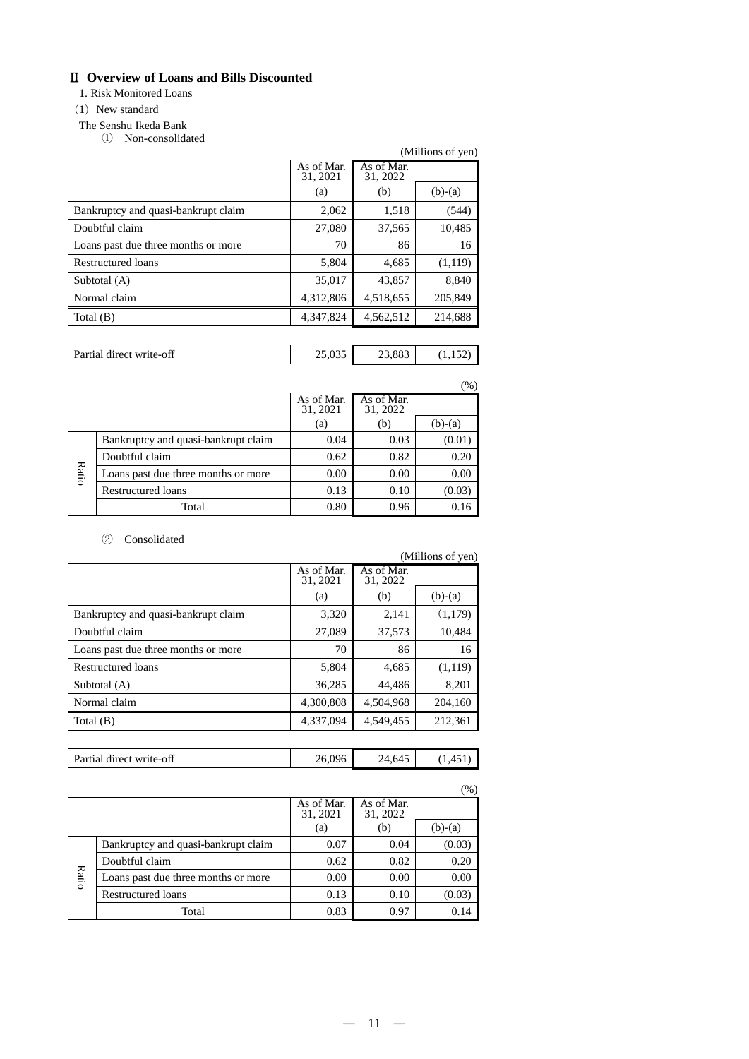## Ⅱ Overview of Loans and Bills Discounted

1. Risk Monitored Loans

（1）New standard

The Senshu Ikeda Bank

① Non-consolidated

(Millions of yen)

| | As of Mar. 31, 2021 (a) | As of Mar. 31, 2022 (b) | (b)-(a) |
|---|---|---|---|
| Bankruptcy and quasi-bankrupt claim | 2,062 | 1,518 | (544) |
| Doubtful claim | 27,080 | 37,565 | 10,485 |
| Loans past due three months or more | 70 | 86 | 16 |
| Restructured loans | 5,804 | 4,685 | (1,119) |
| Subtotal (A) | 35,017 | 43,857 | 8,840 |
| Normal claim | 4,312,806 | 4,518,655 | 205,849 |
| Total (B) | 4,347,824 | 4,562,512 | 214,688 |

| | | | |
|---|---|---|---|
| Partial direct write-off | 25,035 | 23,883 | (1,152) |

(%)

| | | As of Mar. 31, 2021 (a) | As of Mar. 31, 2022 (b) | (b)-(a) |
|---|---|---|---|---|
| Ratio | Bankruptcy and quasi-bankrupt claim | 0.04 | 0.03 | (0.01) |
| | Doubtful claim | 0.62 | 0.82 | 0.20 |
| | Loans past due three months or more | 0.00 | 0.00 | 0.00 |
| | Restructured loans | 0.13 | 0.10 | (0.03) |
| | Total | 0.80 | 0.96 | 0.16 |

② Consolidated

(Millions of yen)

| | As of Mar. 31, 2021 (a) | As of Mar. 31, 2022 (b) | (b)-(a) |
|---|---|---|---|
| Bankruptcy and quasi-bankrupt claim | 3,320 | 2,141 | (1,179) |
| Doubtful claim | 27,089 | 37,573 | 10,484 |
| Loans past due three months or more | 70 | 86 | 16 |
| Restructured loans | 5,804 | 4,685 | (1,119) |
| Subtotal (A) | 36,285 | 44,486 | 8,201 |
| Normal claim | 4,300,808 | 4,504,968 | 204,160 |
| Total (B) | 4,337,094 | 4,549,455 | 212,361 |

| | | | |
|---|---|---|---|
| Partial direct write-off | 26,096 | 24,645 | (1,451) |

(%)

| | | As of Mar. 31, 2021 (a) | As of Mar. 31, 2022 (b) | (b)-(a) |
|---|---|---|---|---|
| Ratio | Bankruptcy and quasi-bankrupt claim | 0.07 | 0.04 | (0.03) |
| | Doubtful claim | 0.62 | 0.82 | 0.20 |
| | Loans past due three months or more | 0.00 | 0.00 | 0.00 |
| | Restructured loans | 0.13 | 0.10 | (0.03) |
| | Total | 0.83 | 0.97 | 0.14 |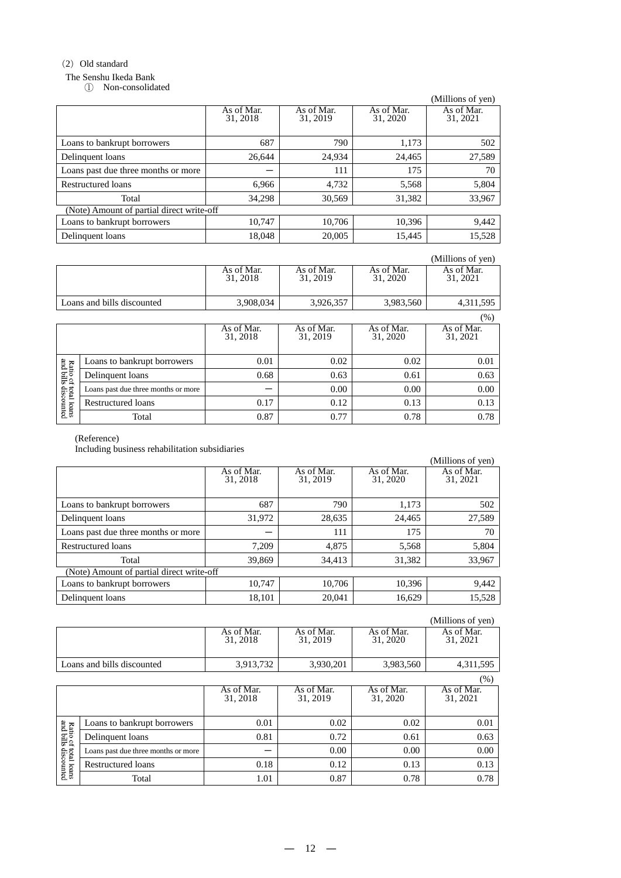(2) Old standard

The Senshu Ikeda Bank

① Non-consolidated

(Millions of yen)

| | As of Mar. 31, 2018 | As of Mar. 31, 2019 | As of Mar. 31, 2020 | As of Mar. 31, 2021 |
|---|---|---|---|---|
| Loans to bankrupt borrowers | 687 | 790 | 1,173 | 502 |
| Delinquent loans | 26,644 | 24,934 | 24,465 | 27,589 |
| Loans past due three months or more | － | 111 | 175 | 70 |
| Restructured loans | 6,966 | 4,732 | 5,568 | 5,804 |
| Total | 34,298 | 30,569 | 31,382 | 33,967 |
| (Note) Amount of partial direct write-off | | | | |
| Loans to bankrupt borrowers | 10,747 | 10,706 | 10,396 | 9,442 |
| Delinquent loans | 18,048 | 20,005 | 15,445 | 15,528 |

(Millions of yen)

| | As of Mar. 31, 2018 | As of Mar. 31, 2019 | As of Mar. 31, 2020 | As of Mar. 31, 2021 |
|---|---|---|---|---|
| Loans and bills discounted | 3,908,034 | 3,926,357 | 3,983,560 | 4,311,595 |

(%)

| | | As of Mar. 31, 2018 | As of Mar. 31, 2019 | As of Mar. 31, 2020 | As of Mar. 31, 2021 |
|---|---|---|---|---|---|
| Ratio of total loans and bills discounted | Loans to bankrupt borrowers | 0.01 | 0.02 | 0.02 | 0.01 |
| | Delinquent loans | 0.68 | 0.63 | 0.61 | 0.63 |
| | Loans past due three months or more | － | 0.00 | 0.00 | 0.00 |
| | Restructured loans | 0.17 | 0.12 | 0.13 | 0.13 |
| | Total | 0.87 | 0.77 | 0.78 | 0.78 |

(Reference)

Including business rehabilitation subsidiaries

(Millions of yen)

| | As of Mar. 31, 2018 | As of Mar. 31, 2019 | As of Mar. 31, 2020 | As of Mar. 31, 2021 |
|---|---|---|---|---|
| Loans to bankrupt borrowers | 687 | 790 | 1,173 | 502 |
| Delinquent loans | 31,972 | 28,635 | 24,465 | 27,589 |
| Loans past due three months or more | － | 111 | 175 | 70 |
| Restructured loans | 7,209 | 4,875 | 5,568 | 5,804 |
| Total | 39,869 | 34,413 | 31,382 | 33,967 |
| (Note) Amount of partial direct write-off | | | | |
| Loans to bankrupt borrowers | 10,747 | 10,706 | 10,396 | 9,442 |
| Delinquent loans | 18,101 | 20,041 | 16,629 | 15,528 |

(Millions of yen)

| | As of Mar. 31, 2018 | As of Mar. 31, 2019 | As of Mar. 31, 2020 | As of Mar. 31, 2021 |
|---|---|---|---|---|
| Loans and bills discounted | 3,913,732 | 3,930,201 | 3,983,560 | 4,311,595 |

(%)

| | | As of Mar. 31, 2018 | As of Mar. 31, 2019 | As of Mar. 31, 2020 | As of Mar. 31, 2021 |
|---|---|---|---|---|---|
| Ratio of total loans and bills discounted | Loans to bankrupt borrowers | 0.01 | 0.02 | 0.02 | 0.01 |
| | Delinquent loans | 0.81 | 0.72 | 0.61 | 0.63 |
| | Loans past due three months or more | － | 0.00 | 0.00 | 0.00 |
| | Restructured loans | 0.18 | 0.12 | 0.13 | 0.13 |
| | Total | 1.01 | 0.87 | 0.78 | 0.78 |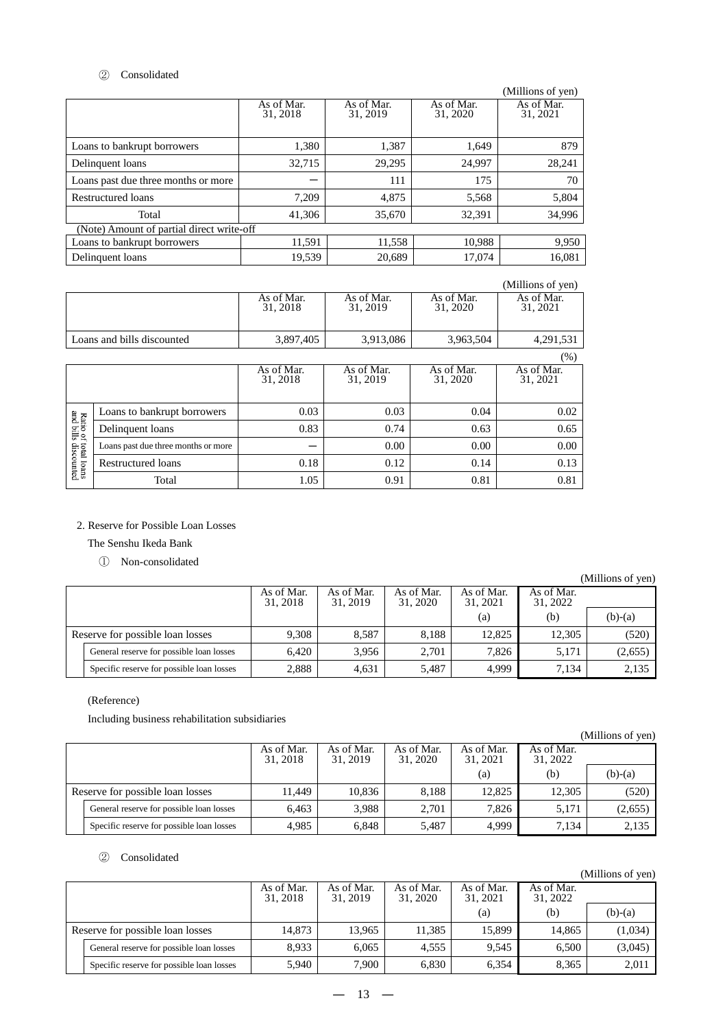② Consolidated

(Millions of yen)

| | As of Mar. 31, 2018 | As of Mar. 31, 2019 | As of Mar. 31, 2020 | As of Mar. 31, 2021 |
|---|---|---|---|---|
| Loans to bankrupt borrowers | 1,380 | 1,387 | 1,649 | 879 |
| Delinquent loans | 32,715 | 29,295 | 24,997 | 28,241 |
| Loans past due three months or more | ― | 111 | 175 | 70 |
| Restructured loans | 7,209 | 4,875 | 5,568 | 5,804 |
| Total | 41,306 | 35,670 | 32,391 | 34,996 |
| (Note) Amount of partial direct write-off | | | | |
| Loans to bankrupt borrowers | 11,591 | 11,558 | 10,988 | 9,950 |
| Delinquent loans | 19,539 | 20,689 | 17,074 | 16,081 |

(Millions of yen)

| | As of Mar. 31, 2018 | As of Mar. 31, 2019 | As of Mar. 31, 2020 | As of Mar. 31, 2021 |
|---|---|---|---|---|
| Loans and bills discounted | 3,897,405 | 3,913,086 | 3,963,504 | 4,291,531 |

(%)

| | | As of Mar. 31, 2018 | As of Mar. 31, 2019 | As of Mar. 31, 2020 | As of Mar. 31, 2021 |
|---|---|---|---|---|---|
| Ratio of total loans and bills discounted | Loans to bankrupt borrowers | 0.03 | 0.03 | 0.04 | 0.02 |
| | Delinquent loans | 0.83 | 0.74 | 0.63 | 0.65 |
| | Loans past due three months or more | ― | 0.00 | 0.00 | 0.00 |
| | Restructured loans | 0.18 | 0.12 | 0.14 | 0.13 |
| | Total | 1.05 | 0.91 | 0.81 | 0.81 |

2. Reserve for Possible Loan Losses

The Senshu Ikeda Bank

① Non-consolidated

(Millions of yen)

| | As of Mar. 31, 2018 | As of Mar. 31, 2019 | As of Mar. 31, 2020 | As of Mar. 31, 2021 (a) | As of Mar. 31, 2022 (b) | (b)-(a) |
|---|---|---|---|---|---|---|
| Reserve for possible loan losses | 9,308 | 8,587 | 8,188 | 12,825 | 12,305 | (520) |
| General reserve for possible loan losses | 6,420 | 3,956 | 2,701 | 7,826 | 5,171 | (2,655) |
| Specific reserve for possible loan losses | 2,888 | 4,631 | 5,487 | 4,999 | 7,134 | 2,135 |

(Reference)

Including business rehabilitation subsidiaries

(Millions of yen)

| | As of Mar. 31, 2018 | As of Mar. 31, 2019 | As of Mar. 31, 2020 | As of Mar. 31, 2021 (a) | As of Mar. 31, 2022 (b) | (b)-(a) |
|---|---|---|---|---|---|---|
| Reserve for possible loan losses | 11,449 | 10,836 | 8,188 | 12,825 | 12,305 | (520) |
| General reserve for possible loan losses | 6,463 | 3,988 | 2,701 | 7,826 | 5,171 | (2,655) |
| Specific reserve for possible loan losses | 4,985 | 6,848 | 5,487 | 4,999 | 7,134 | 2,135 |

② Consolidated

(Millions of yen)

| | As of Mar. 31, 2018 | As of Mar. 31, 2019 | As of Mar. 31, 2020 | As of Mar. 31, 2021 (a) | As of Mar. 31, 2022 (b) | (b)-(a) |
|---|---|---|---|---|---|---|
| Reserve for possible loan losses | 14,873 | 13,965 | 11,385 | 15,899 | 14,865 | (1,034) |
| General reserve for possible loan losses | 8,933 | 6,065 | 4,555 | 9,545 | 6,500 | (3,045) |
| Specific reserve for possible loan losses | 5,940 | 7,900 | 6,830 | 6,354 | 8,365 | 2,011 |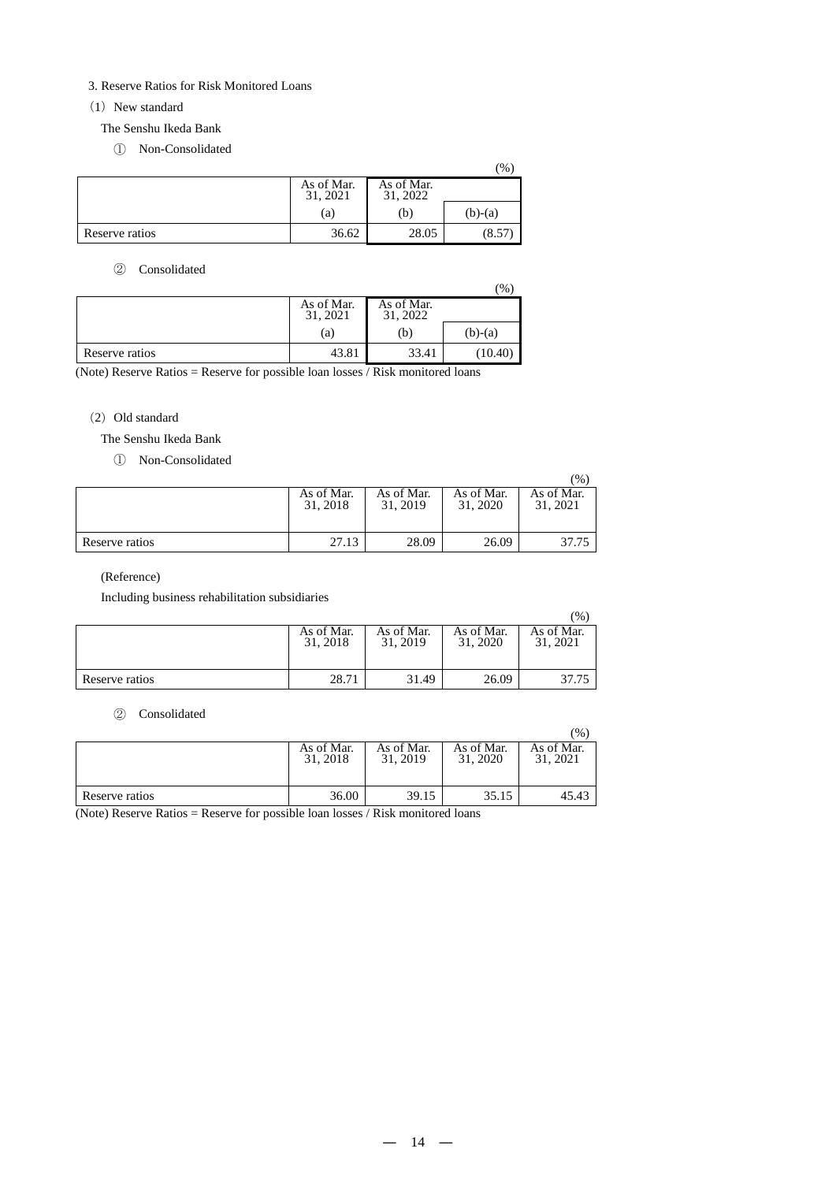3. Reserve Ratios for Risk Monitored Loans

（1）New standard

The Senshu Ikeda Bank

① Non-Consolidated

(%)

| | As of Mar. 31, 2021 (a) | As of Mar. 31, 2022 (b) | (b)-(a) |
|---|---|---|---|
| Reserve ratios | 36.62 | 28.05 | (8.57) |

② Consolidated

(%)

| | As of Mar. 31, 2021 (a) | As of Mar. 31, 2022 (b) | (b)-(a) |
|---|---|---|---|
| Reserve ratios | 43.81 | 33.41 | (10.40) |

(Note) Reserve Ratios = Reserve for possible loan losses / Risk monitored loans

（2）Old standard

The Senshu Ikeda Bank

① Non-Consolidated

(%)

| | As of Mar. 31, 2018 | As of Mar. 31, 2019 | As of Mar. 31, 2020 | As of Mar. 31, 2021 |
|---|---|---|---|---|
| Reserve ratios | 27.13 | 28.09 | 26.09 | 37.75 |

(Reference)

Including business rehabilitation subsidiaries

(%)

| | As of Mar. 31, 2018 | As of Mar. 31, 2019 | As of Mar. 31, 2020 | As of Mar. 31, 2021 |
|---|---|---|---|---|
| Reserve ratios | 28.71 | 31.49 | 26.09 | 37.75 |

② Consolidated

(%)

| | As of Mar. 31, 2018 | As of Mar. 31, 2019 | As of Mar. 31, 2020 | As of Mar. 31, 2021 |
|---|---|---|---|---|
| Reserve ratios | 36.00 | 39.15 | 35.15 | 45.43 |

(Note) Reserve Ratios = Reserve for possible loan losses / Risk monitored loans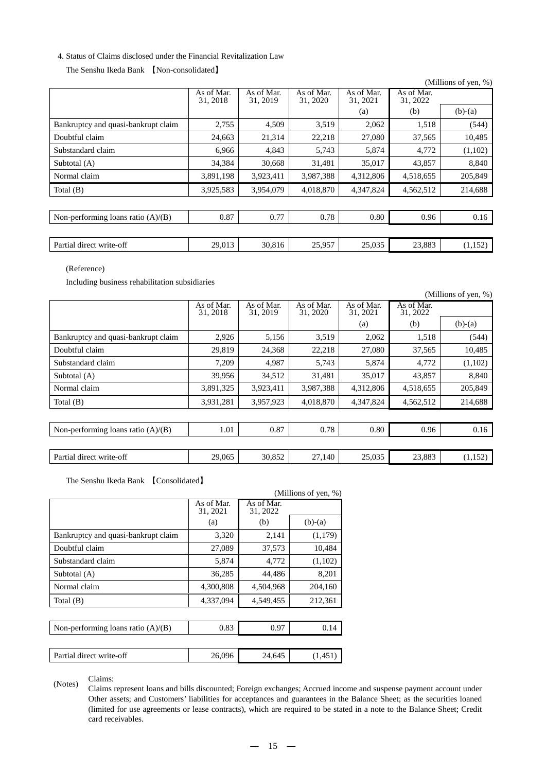4. Status of Claims disclosed under the Financial Revitalization Law

The Senshu Ikeda Bank 【Non-consolidated】

(Millions of yen, %)

| | As of Mar. 31, 2018 | As of Mar. 31, 2019 | As of Mar. 31, 2020 | As of Mar. 31, 2021 | As of Mar. 31, 2022 | |
|---|---|---|---|---|---|---|
| | | | | (a) | (b) | (b)-(a) |
| Bankruptcy and quasi-bankrupt claim | 2,755 | 4,509 | 3,519 | 2,062 | 1,518 | (544) |
| Doubtful claim | 24,663 | 21,314 | 22,218 | 27,080 | 37,565 | 10,485 |
| Substandard claim | 6,966 | 4,843 | 5,743 | 5,874 | 4,772 | (1,102) |
| Subtotal (A) | 34,384 | 30,668 | 31,481 | 35,017 | 43,857 | 8,840 |
| Normal claim | 3,891,198 | 3,923,411 | 3,987,388 | 4,312,806 | 4,518,655 | 205,849 |
| Total (B) | 3,925,583 | 3,954,079 | 4,018,870 | 4,347,824 | 4,562,512 | 214,688 |
| Non-performing loans ratio (A)/(B) | 0.87 | 0.77 | 0.78 | 0.80 | 0.96 | 0.16 |
| Partial direct write-off | 29,013 | 30,816 | 25,957 | 25,035 | 23,883 | (1,152) |

(Reference)

Including business rehabilitation subsidiaries

(Millions of yen, %)

| | As of Mar. 31, 2018 | As of Mar. 31, 2019 | As of Mar. 31, 2020 | As of Mar. 31, 2021 | As of Mar. 31, 2022 | |
|---|---|---|---|---|---|---|
| | | | | (a) | (b) | (b)-(a) |
| Bankruptcy and quasi-bankrupt claim | 2,926 | 5,156 | 3,519 | 2,062 | 1,518 | (544) |
| Doubtful claim | 29,819 | 24,368 | 22,218 | 27,080 | 37,565 | 10,485 |
| Substandard claim | 7,209 | 4,987 | 5,743 | 5,874 | 4,772 | (1,102) |
| Subtotal (A) | 39,956 | 34,512 | 31,481 | 35,017 | 43,857 | 8,840 |
| Normal claim | 3,891,325 | 3,923,411 | 3,987,388 | 4,312,806 | 4,518,655 | 205,849 |
| Total (B) | 3,931,281 | 3,957,923 | 4,018,870 | 4,347,824 | 4,562,512 | 214,688 |
| Non-performing loans ratio (A)/(B) | 1.01 | 0.87 | 0.78 | 0.80 | 0.96 | 0.16 |
| Partial direct write-off | 29,065 | 30,852 | 27,140 | 25,035 | 23,883 | (1,152) |

The Senshu Ikeda Bank 【Consolidated】

(Millions of yen, %)

| | As of Mar. 31, 2021 | As of Mar. 31, 2022 | |
|---|---|---|---|
| | (a) | (b) | (b)-(a) |
| Bankruptcy and quasi-bankrupt claim | 3,320 | 2,141 | (1,179) |
| Doubtful claim | 27,089 | 37,573 | 10,484 |
| Substandard claim | 5,874 | 4,772 | (1,102) |
| Subtotal (A) | 36,285 | 44,486 | 8,201 |
| Normal claim | 4,300,808 | 4,504,968 | 204,160 |
| Total (B) | 4,337,094 | 4,549,455 | 212,361 |
| Non-performing loans ratio (A)/(B) | 0.83 | 0.97 | 0.14 |
| Partial direct write-off | 26,096 | 24,645 | (1,451) |

(Notes) Claims:

Claims represent loans and bills discounted; Foreign exchanges; Accrued income and suspense payment account under Other assets; and Customers' liabilities for acceptances and guarantees in the Balance Sheet; as the securities loaned (limited for use agreements or lease contracts), which are required to be stated in a note to the Balance Sheet; Credit card receivables.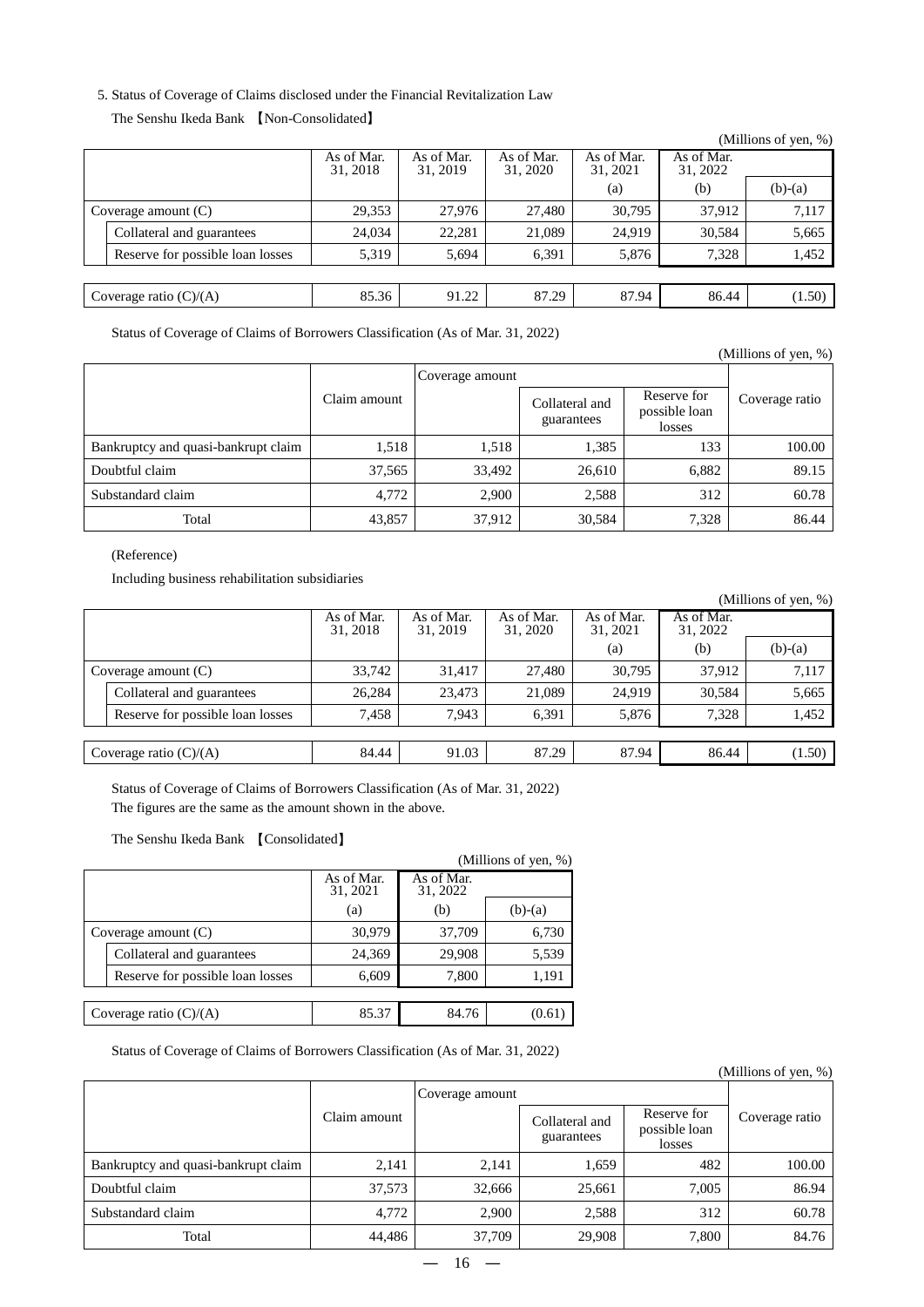5. Status of Coverage of Claims disclosed under the Financial Revitalization Law

The Senshu Ikeda Bank 【Non-Consolidated】

(Millions of yen, %)

| | | As of Mar. 31, 2018 | As of Mar. 31, 2019 | As of Mar. 31, 2020 | As of Mar. 31, 2021 (a) | As of Mar. 31, 2022 (b) | (b)-(a) |
|---|---|---|---|---|---|---|---|
| Coverage amount (C) | | 29,353 | 27,976 | 27,480 | 30,795 | 37,912 | 7,117 |
| | Collateral and guarantees | 24,034 | 22,281 | 21,089 | 24,919 | 30,584 | 5,665 |
| | Reserve for possible loan losses | 5,319 | 5,694 | 6,391 | 5,876 | 7,328 | 1,452 |
| Coverage ratio (C)/(A) | | 85.36 | 91.22 | 87.29 | 87.94 | 86.44 | (1.50) |

Status of Coverage of Claims of Borrowers Classification (As of Mar. 31, 2022)

(Millions of yen, %)

| | Claim amount | Coverage amount | Collateral and guarantees | Reserve for possible loan losses | Coverage ratio |
|---|---|---|---|---|---|
| Bankruptcy and quasi-bankrupt claim | 1,518 | 1,518 | 1,385 | 133 | 100.00 |
| Doubtful claim | 37,565 | 33,492 | 26,610 | 6,882 | 89.15 |
| Substandard claim | 4,772 | 2,900 | 2,588 | 312 | 60.78 |
| Total | 43,857 | 37,912 | 30,584 | 7,328 | 86.44 |

(Reference)

Including business rehabilitation subsidiaries

(Millions of yen, %)

| | | As of Mar. 31, 2018 | As of Mar. 31, 2019 | As of Mar. 31, 2020 | As of Mar. 31, 2021 (a) | As of Mar. 31, 2022 (b) | (b)-(a) |
|---|---|---|---|---|---|---|---|
| Coverage amount (C) | | 33,742 | 31,417 | 27,480 | 30,795 | 37,912 | 7,117 |
| | Collateral and guarantees | 26,284 | 23,473 | 21,089 | 24,919 | 30,584 | 5,665 |
| | Reserve for possible loan losses | 7,458 | 7,943 | 6,391 | 5,876 | 7,328 | 1,452 |
| Coverage ratio (C)/(A) | | 84.44 | 91.03 | 87.29 | 87.94 | 86.44 | (1.50) |

Status of Coverage of Claims of Borrowers Classification (As of Mar. 31, 2022)
The figures are the same as the amount shown in the above.

The Senshu Ikeda Bank 【Consolidated】

(Millions of yen, %)

| | | As of Mar. 31, 2021 (a) | As of Mar. 31, 2022 (b) | (b)-(a) |
|---|---|---|---|---|
| Coverage amount (C) | | 30,979 | 37,709 | 6,730 |
| | Collateral and guarantees | 24,369 | 29,908 | 5,539 |
| | Reserve for possible loan losses | 6,609 | 7,800 | 1,191 |
| Coverage ratio (C)/(A) | | 85.37 | 84.76 | (0.61) |

Status of Coverage of Claims of Borrowers Classification (As of Mar. 31, 2022)

(Millions of yen, %)

| | Claim amount | Coverage amount | Collateral and guarantees | Reserve for possible loan losses | Coverage ratio |
|---|---|---|---|---|---|
| Bankruptcy and quasi-bankrupt claim | 2,141 | 2,141 | 1,659 | 482 | 100.00 |
| Doubtful claim | 37,573 | 32,666 | 25,661 | 7,005 | 86.94 |
| Substandard claim | 4,772 | 2,900 | 2,588 | 312 | 60.78 |
| Total | 44,486 | 37,709 | 29,908 | 7,800 | 84.76 |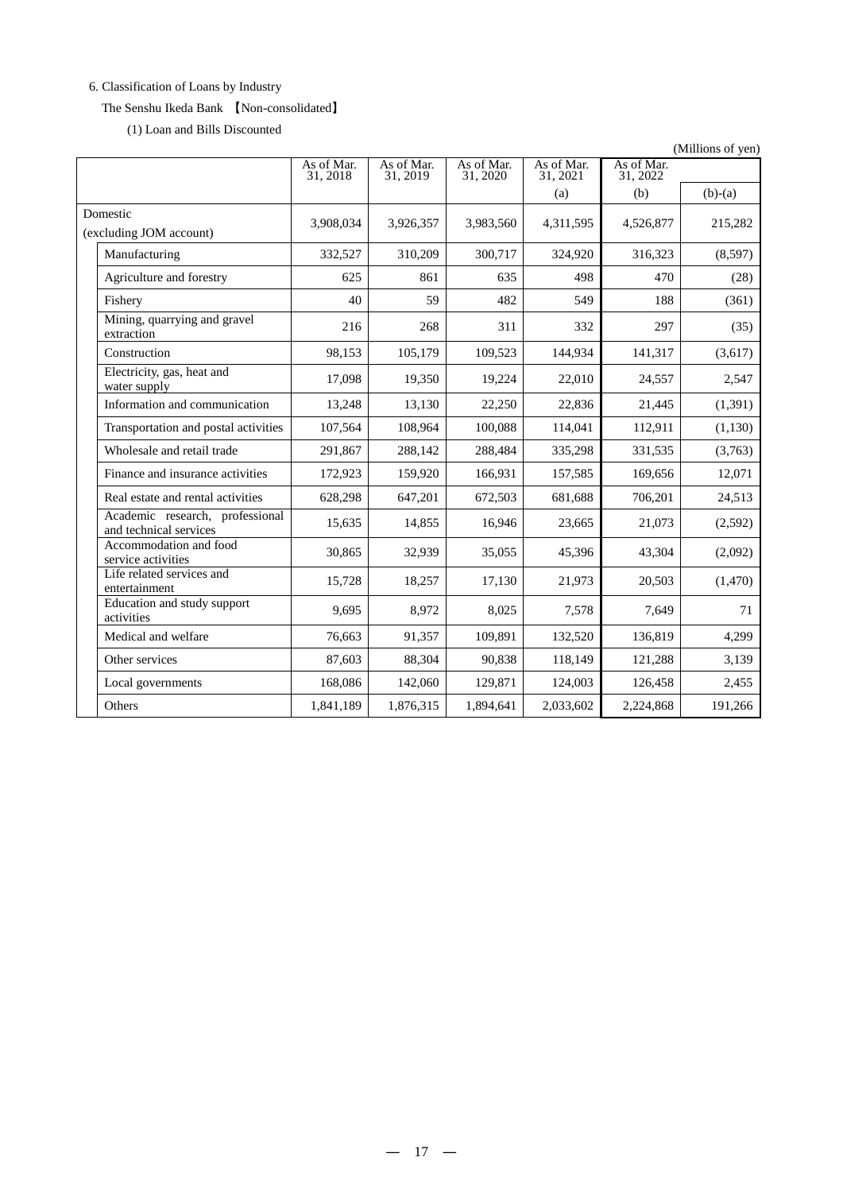6. Classification of Loans by Industry

The Senshu Ikeda Bank 【Non-consolidated】

(1) Loan and Bills Discounted

(Millions of yen)

| | As of Mar. 31, 2018 | As of Mar. 31, 2019 | As of Mar. 31, 2020 | As of Mar. 31, 2021 | As of Mar. 31, 2022 | |
|---|---|---|---|---|---|---|
| | | | | (a) | (b) | (b)-(a) |
| Domestic (excluding JOM account) | 3,908,034 | 3,926,357 | 3,983,560 | 4,311,595 | 4,526,877 | 215,282 |
| Manufacturing | 332,527 | 310,209 | 300,717 | 324,920 | 316,323 | (8,597) |
| Agriculture and forestry | 625 | 861 | 635 | 498 | 470 | (28) |
| Fishery | 40 | 59 | 482 | 549 | 188 | (361) |
| Mining, quarrying and gravel extraction | 216 | 268 | 311 | 332 | 297 | (35) |
| Construction | 98,153 | 105,179 | 109,523 | 144,934 | 141,317 | (3,617) |
| Electricity, gas, heat and water supply | 17,098 | 19,350 | 19,224 | 22,010 | 24,557 | 2,547 |
| Information and communication | 13,248 | 13,130 | 22,250 | 22,836 | 21,445 | (1,391) |
| Transportation and postal activities | 107,564 | 108,964 | 100,088 | 114,041 | 112,911 | (1,130) |
| Wholesale and retail trade | 291,867 | 288,142 | 288,484 | 335,298 | 331,535 | (3,763) |
| Finance and insurance activities | 172,923 | 159,920 | 166,931 | 157,585 | 169,656 | 12,071 |
| Real estate and rental activities | 628,298 | 647,201 | 672,503 | 681,688 | 706,201 | 24,513 |
| Academic research, professional and technical services | 15,635 | 14,855 | 16,946 | 23,665 | 21,073 | (2,592) |
| Accommodation and food service activities | 30,865 | 32,939 | 35,055 | 45,396 | 43,304 | (2,092) |
| Life related services and entertainment | 15,728 | 18,257 | 17,130 | 21,973 | 20,503 | (1,470) |
| Education and study support activities | 9,695 | 8,972 | 8,025 | 7,578 | 7,649 | 71 |
| Medical and welfare | 76,663 | 91,357 | 109,891 | 132,520 | 136,819 | 4,299 |
| Other services | 87,603 | 88,304 | 90,838 | 118,149 | 121,288 | 3,139 |
| Local governments | 168,086 | 142,060 | 129,871 | 124,003 | 126,458 | 2,455 |
| Others | 1,841,189 | 1,876,315 | 1,894,641 | 2,033,602 | 2,224,868 | 191,266 |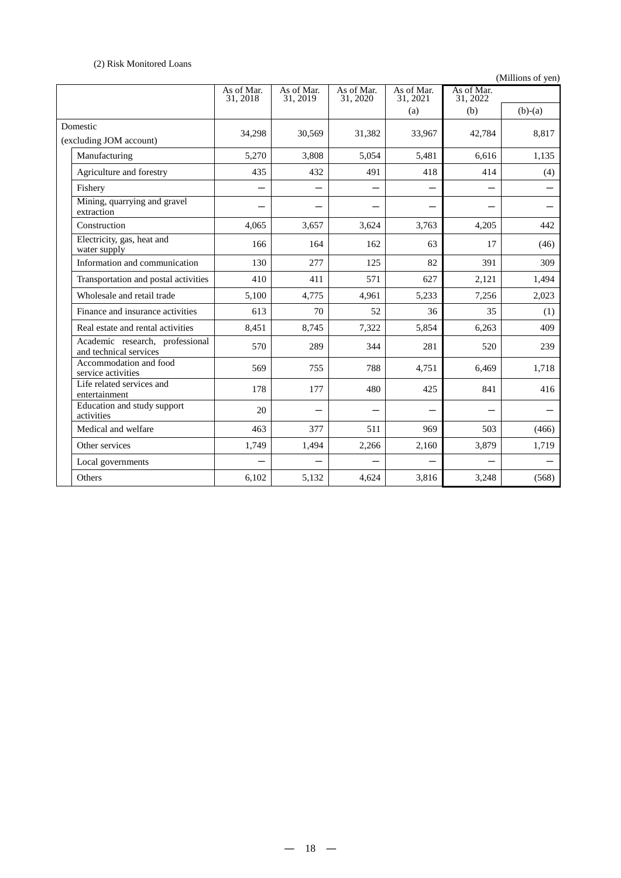(2) Risk Monitored Loans

(Millions of yen)

| | As of Mar. 31, 2018 | As of Mar. 31, 2019 | As of Mar. 31, 2020 | As of Mar. 31, 2021 (a) | As of Mar. 31, 2022 (b) | (b)-(a) |
|---|---|---|---|---|---|---|
| Domestic (excluding JOM account) | 34,298 | 30,569 | 31,382 | 33,967 | 42,784 | 8,817 |
| Manufacturing | 5,270 | 3,808 | 5,054 | 5,481 | 6,616 | 1,135 |
| Agriculture and forestry | 435 | 432 | 491 | 418 | 414 | (4) |
| Fishery | － | － | － | － | － | － |
| Mining, quarrying and gravel extraction | － | － | － | － | － | － |
| Construction | 4,065 | 3,657 | 3,624 | 3,763 | 4,205 | 442 |
| Electricity, gas, heat and water supply | 166 | 164 | 162 | 63 | 17 | (46) |
| Information and communication | 130 | 277 | 125 | 82 | 391 | 309 |
| Transportation and postal activities | 410 | 411 | 571 | 627 | 2,121 | 1,494 |
| Wholesale and retail trade | 5,100 | 4,775 | 4,961 | 5,233 | 7,256 | 2,023 |
| Finance and insurance activities | 613 | 70 | 52 | 36 | 35 | (1) |
| Real estate and rental activities | 8,451 | 8,745 | 7,322 | 5,854 | 6,263 | 409 |
| Academic research, professional and technical services | 570 | 289 | 344 | 281 | 520 | 239 |
| Accommodation and food service activities | 569 | 755 | 788 | 4,751 | 6,469 | 1,718 |
| Life related services and entertainment | 178 | 177 | 480 | 425 | 841 | 416 |
| Education and study support activities | 20 | － | － | － | － | － |
| Medical and welfare | 463 | 377 | 511 | 969 | 503 | (466) |
| Other services | 1,749 | 1,494 | 2,266 | 2,160 | 3,879 | 1,719 |
| Local governments | － | － | － | － | － | － |
| Others | 6,102 | 5,132 | 4,624 | 3,816 | 3,248 | (568) |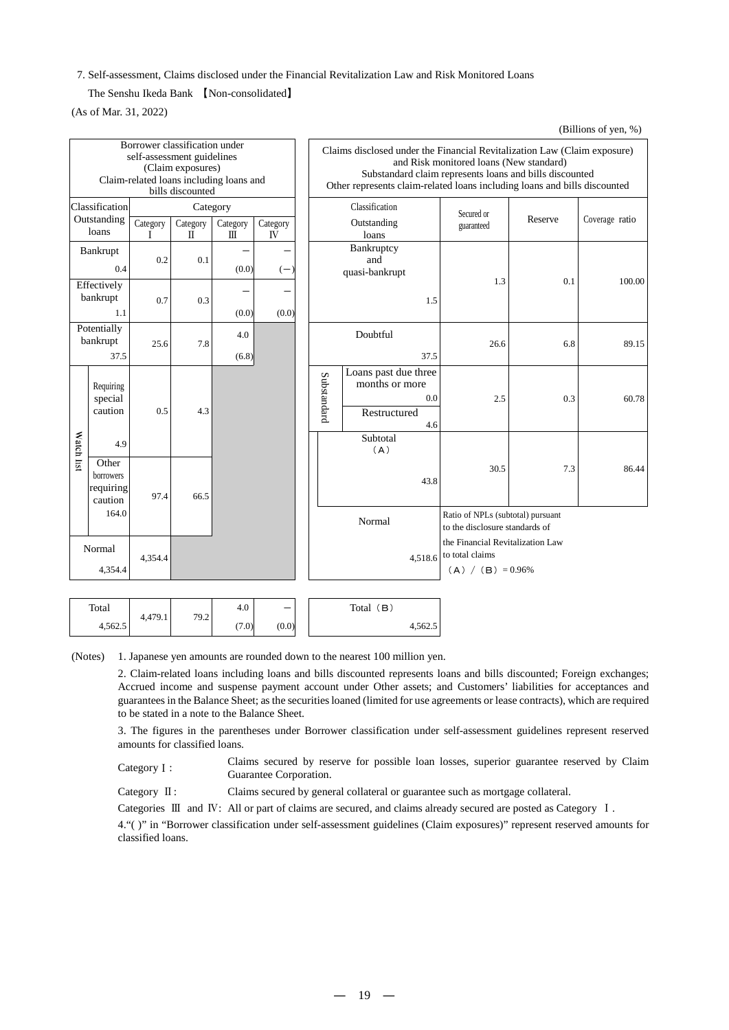7. Self-assessment, Claims disclosed under the Financial Revitalization Law and Risk Monitored Loans

The Senshu Ikeda Bank 【Non-consolidated】

(As of Mar. 31, 2022)

(Billions of yen, %)

**Borrower classification under self-assessment guidelines (Claim exposures)**
**Claim-related loans including loans and bills discounted**

| Classification | | Outstanding loans | Category I | Category II | Category III | Category IV |
|---|---|---|---|---|---|---|
| Bankrupt | | 0.4 | 0.2 | 0.1 | – (0.0) | – (–) |
| Effectively bankrupt | | 1.1 | 0.7 | 0.3 | – (0.0) | – (0.0) |
| Potentially bankrupt | | 37.5 | 25.6 | 7.8 | 4.0 (6.8) | |
| Watch list | Requiring special caution | 4.9 | 0.5 | 4.3 | | |
| | Other borrowers requiring caution | 164.0 | 97.4 | 66.5 | | |
| Normal | | 4,354.4 | 4,354.4 | | | |
| Total | | 4,562.5 | 4,479.1 | 79.2 | 4.0 (7.0) | – (0.0) |

**Claims disclosed under the Financial Revitalization Law (Claim exposure) and Risk monitored loans (New standard)**
**Substandard claim represents loans and bills discounted**
**Other represents claim-related loans including loans and bills discounted**

| Classification | | Outstanding loans | Secured or guaranteed | Reserve | Coverage ratio |
|---|---|---|---|---|---|
| Bankruptcy and quasi-bankrupt | | 1.5 | 1.3 | 0.1 | 100.00 |
| Doubtful | | 37.5 | 26.6 | 6.8 | 89.15 |
| Substandard | Loans past due three months or more | 0.0 | 2.5 | 0.3 | 60.78 |
| | Restructured | 4.6 | | | |
| Subtotal (A) | | 43.8 | 30.5 | 7.3 | 86.44 |
| Normal | | 4,518.6 | Ratio of NPLs (subtotal) pursuant to the disclosure standards of the Financial Revitalization Law to total claims (A) / (B) = 0.96% | | |
| Total (B) | | 4,562.5 | | | |

(Notes)
1. Japanese yen amounts are rounded down to the nearest 100 million yen.
2. Claim-related loans including loans and bills discounted represents loans and bills discounted; Foreign exchanges; Accrued income and suspense payment account under Other assets; and Customers' liabilities for acceptances and guarantees in the Balance Sheet; as the securities loaned (limited for use agreements or lease contracts), which are required to be stated in a note to the Balance Sheet.
3. The figures in the parentheses under Borrower classification under self-assessment guidelines represent reserved amounts for classified loans.

Category I : Claims secured by reserve for possible loan losses, superior guarantee reserved by Claim Guarantee Corporation.

Category II : Claims secured by general collateral or guarantee such as mortgage collateral.

Categories III and IV: All or part of claims are secured, and claims already secured are posted as Category I .

4."( )" in "Borrower classification under self-assessment guidelines (Claim exposures)" represent reserved amounts for classified loans.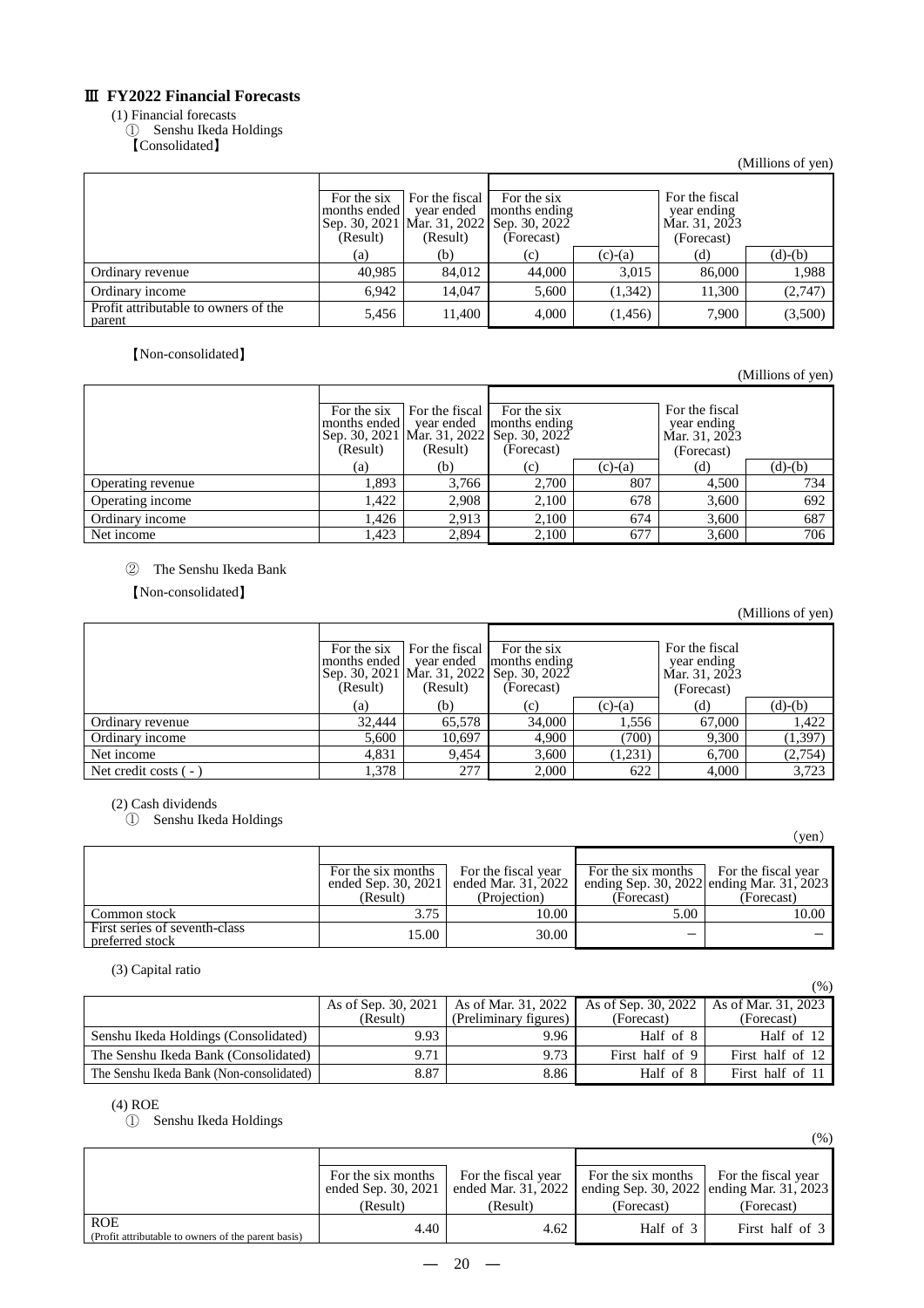## Ⅲ FY2022 Financial Forecasts

(1) Financial forecasts

① Senshu Ikeda Holdings

【Consolidated】

(Millions of yen)

| | For the six months ended Sep. 30, 2021 (Result) | For the fiscal year ended Mar. 31, 2022 (Result) | For the six months ending Sep. 30, 2022 (Forecast) | | For the fiscal year ending Mar. 31, 2023 (Forecast) | |
|---|---|---|---|---|---|---|
| | (a) | (b) | (c) | (c)-(a) | (d) | (d)-(b) |
| Ordinary revenue | 40,985 | 84,012 | 44,000 | 3,015 | 86,000 | 1,988 |
| Ordinary income | 6,942 | 14,047 | 5,600 | (1,342) | 11,300 | (2,747) |
| Profit attributable to owners of the parent | 5,456 | 11,400 | 4,000 | (1,456) | 7,900 | (3,500) |

【Non-consolidated】

(Millions of yen)

| | For the six months ended Sep. 30, 2021 (Result) | For the fiscal year ended Mar. 31, 2022 (Result) | For the six months ending Sep. 30, 2022 (Forecast) | | For the fiscal year ending Mar. 31, 2023 (Forecast) | |
|---|---|---|---|---|---|---|
| | (a) | (b) | (c) | (c)-(a) | (d) | (d)-(b) |
| Operating revenue | 1,893 | 3,766 | 2,700 | 807 | 4,500 | 734 |
| Operating income | 1,422 | 2,908 | 2,100 | 678 | 3,600 | 692 |
| Ordinary income | 1,426 | 2,913 | 2,100 | 674 | 3,600 | 687 |
| Net income | 1,423 | 2,894 | 2,100 | 677 | 3,600 | 706 |

② The Senshu Ikeda Bank

【Non-consolidated】

(Millions of yen)

| | For the six months ended Sep. 30, 2021 (Result) | For the fiscal year ended Mar. 31, 2022 (Result) | For the six months ending Sep. 30, 2022 (Forecast) | | For the fiscal year ending Mar. 31, 2023 (Forecast) | |
|---|---|---|---|---|---|---|
| | (a) | (b) | (c) | (c)-(a) | (d) | (d)-(b) |
| Ordinary revenue | 32,444 | 65,578 | 34,000 | 1,556 | 67,000 | 1,422 |
| Ordinary income | 5,600 | 10,697 | 4,900 | (700) | 9,300 | (1,397) |
| Net income | 4,831 | 9,454 | 3,600 | (1,231) | 6,700 | (2,754) |
| Net credit costs ( - ) | 1,378 | 277 | 2,000 | 622 | 4,000 | 3,723 |

(2) Cash dividends

① Senshu Ikeda Holdings

(yen)

| | For the six months ended Sep. 30, 2021 (Result) | For the fiscal year ended Mar. 31, 2022 (Projection) | For the six months ending Sep. 30, 2022 (Forecast) | For the fiscal year ending Mar. 31, 2023 (Forecast) |
|---|---|---|---|---|
| Common stock | 3.75 | 10.00 | 5.00 | 10.00 |
| First series of seventh-class preferred stock | 15.00 | 30.00 | － | － |

(3) Capital ratio

(%)

| | As of Sep. 30, 2021 (Result) | As of Mar. 31, 2022 (Preliminary figures) | As of Sep. 30, 2022 (Forecast) | As of Mar. 31, 2023 (Forecast) |
|---|---|---|---|---|
| Senshu Ikeda Holdings (Consolidated) | 9.93 | 9.96 | Half of 8 | Half of 12 |
| The Senshu Ikeda Bank (Consolidated) | 9.71 | 9.73 | First half of 9 | First half of 12 |
| The Senshu Ikeda Bank (Non-consolidated) | 8.87 | 8.86 | Half of 8 | First half of 11 |

(4) ROE

① Senshu Ikeda Holdings

(%)

| | For the six months ended Sep. 30, 2021 (Result) | For the fiscal year ended Mar. 31, 2022 (Result) | For the six months ending Sep. 30, 2022 (Forecast) | For the fiscal year ending Mar. 31, 2023 (Forecast) |
|---|---|---|---|---|
| ROE (Profit attributable to owners of the parent basis) | 4.40 | 4.62 | Half of 3 | First half of 3 |